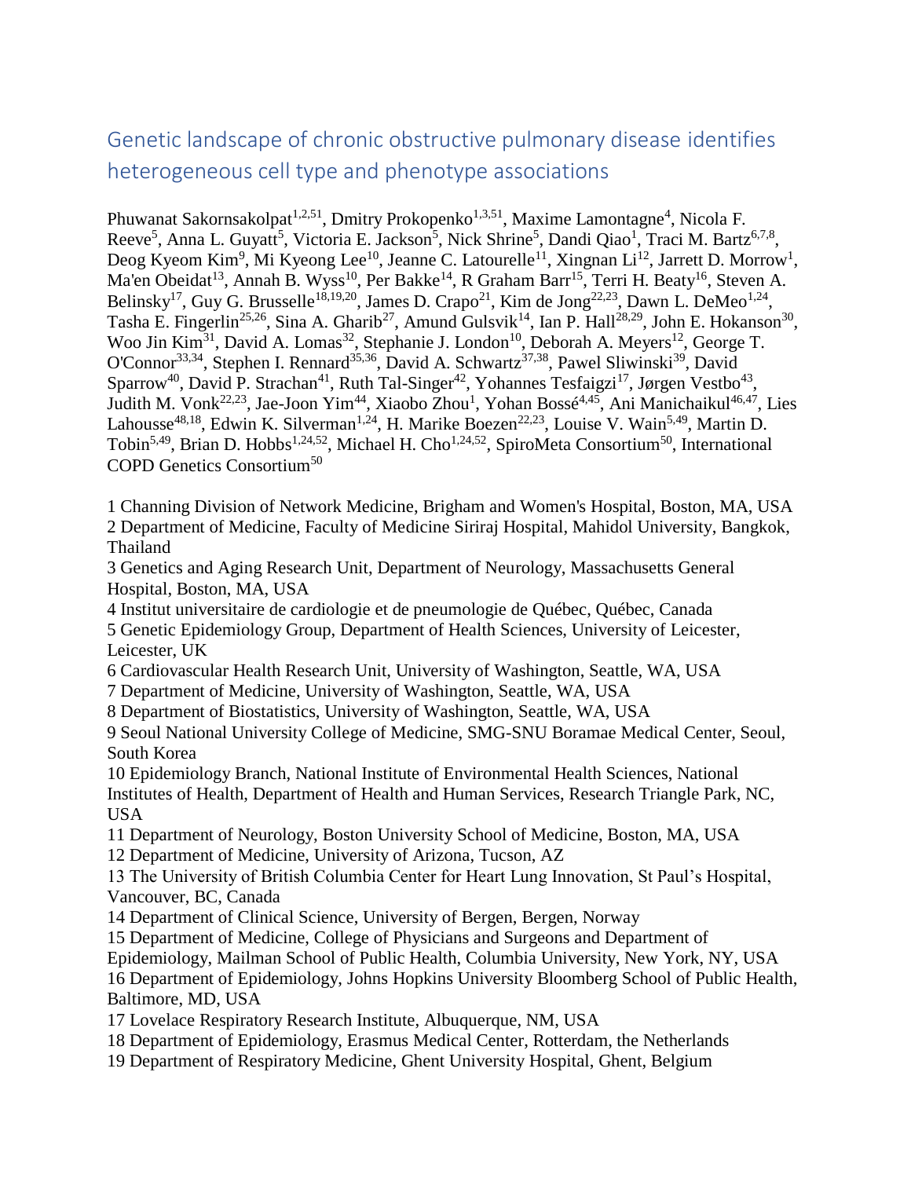# Genetic landscape of chronic obstructive pulmonary disease identifies heterogeneous cell type and phenotype associations

Phuwanat Sakornsakolpat[1,2,51], Dmitry Prokopenko[1,3,51], Maxime Lamontagne[4], Nicola F. Reeve[5], Anna L. Guyatt[5], Victoria E. Jackson[5], Nick Shrine[5], Dandi Qiao[1], Traci M. Bartz[6,7,8], Deog Kyeom Kim[9], Mi Kyeong Lee[10], Jeanne C. Latourelle[11], Xingnan Li[12], Jarrett D. Morrow[1], Ma'en Obeidat[13], Annah B. Wyss[10], Per Bakke[14], R Graham Barr[15], Terri H. Beaty[16], Steven A. Belinsky[17], Guy G. Brusselle[18,19,20], James D. Crapo[21], Kim de Jong[22,23], Dawn L. DeMeo[1,24], Tasha E. Fingerlin[25,26], Sina A. Gharib[27], Amund Gulsvik[14], Ian P. Hall[28,29], John E. Hokanson[30], Woo Jin Kim[31], David A. Lomas[32], Stephanie J. London[10], Deborah A. Meyers[12], George T. O'Connor[33,34], Stephen I. Rennard[35,36], David A. Schwartz[37,38], Pawel Sliwinski[39], David Sparrow[40], David P. Strachan[41], Ruth Tal-Singer[42], Yohannes Tesfaigzi[17], Jørgen Vestbo[43], Judith M. Vonk[22,23], Jae-Joon Yim[44], Xiaobo Zhou[1], Yohan Bossé[4,45], Ani Manichaikul[46,47], Lies Lahousse[48,18], Edwin K. Silverman[1,24], H. Marike Boezen[22,23], Louise V. Wain[5,49], Martin D. Tobin[5,49], Brian D. Hobbs[1,24,52], Michael H. Cho[1,24,52], SpiroMeta Consortium[50], International COPD Genetics Consortium[50]

1 Channing Division of Network Medicine, Brigham and Women's Hospital, Boston, MA, USA
2 Department of Medicine, Faculty of Medicine Siriraj Hospital, Mahidol University, Bangkok, Thailand
3 Genetics and Aging Research Unit, Department of Neurology, Massachusetts General Hospital, Boston, MA, USA
4 Institut universitaire de cardiologie et de pneumologie de Québec, Québec, Canada
5 Genetic Epidemiology Group, Department of Health Sciences, University of Leicester, Leicester, UK
6 Cardiovascular Health Research Unit, University of Washington, Seattle, WA, USA
7 Department of Medicine, University of Washington, Seattle, WA, USA
8 Department of Biostatistics, University of Washington, Seattle, WA, USA
9 Seoul National University College of Medicine, SMG-SNU Boramae Medical Center, Seoul, South Korea
10 Epidemiology Branch, National Institute of Environmental Health Sciences, National Institutes of Health, Department of Health and Human Services, Research Triangle Park, NC, USA
11 Department of Neurology, Boston University School of Medicine, Boston, MA, USA
12 Department of Medicine, University of Arizona, Tucson, AZ
13 The University of British Columbia Center for Heart Lung Innovation, St Paul's Hospital, Vancouver, BC, Canada
14 Department of Clinical Science, University of Bergen, Bergen, Norway
15 Department of Medicine, College of Physicians and Surgeons and Department of Epidemiology, Mailman School of Public Health, Columbia University, New York, NY, USA
16 Department of Epidemiology, Johns Hopkins University Bloomberg School of Public Health, Baltimore, MD, USA
17 Lovelace Respiratory Research Institute, Albuquerque, NM, USA
18 Department of Epidemiology, Erasmus Medical Center, Rotterdam, the Netherlands
19 Department of Respiratory Medicine, Ghent University Hospital, Ghent, Belgium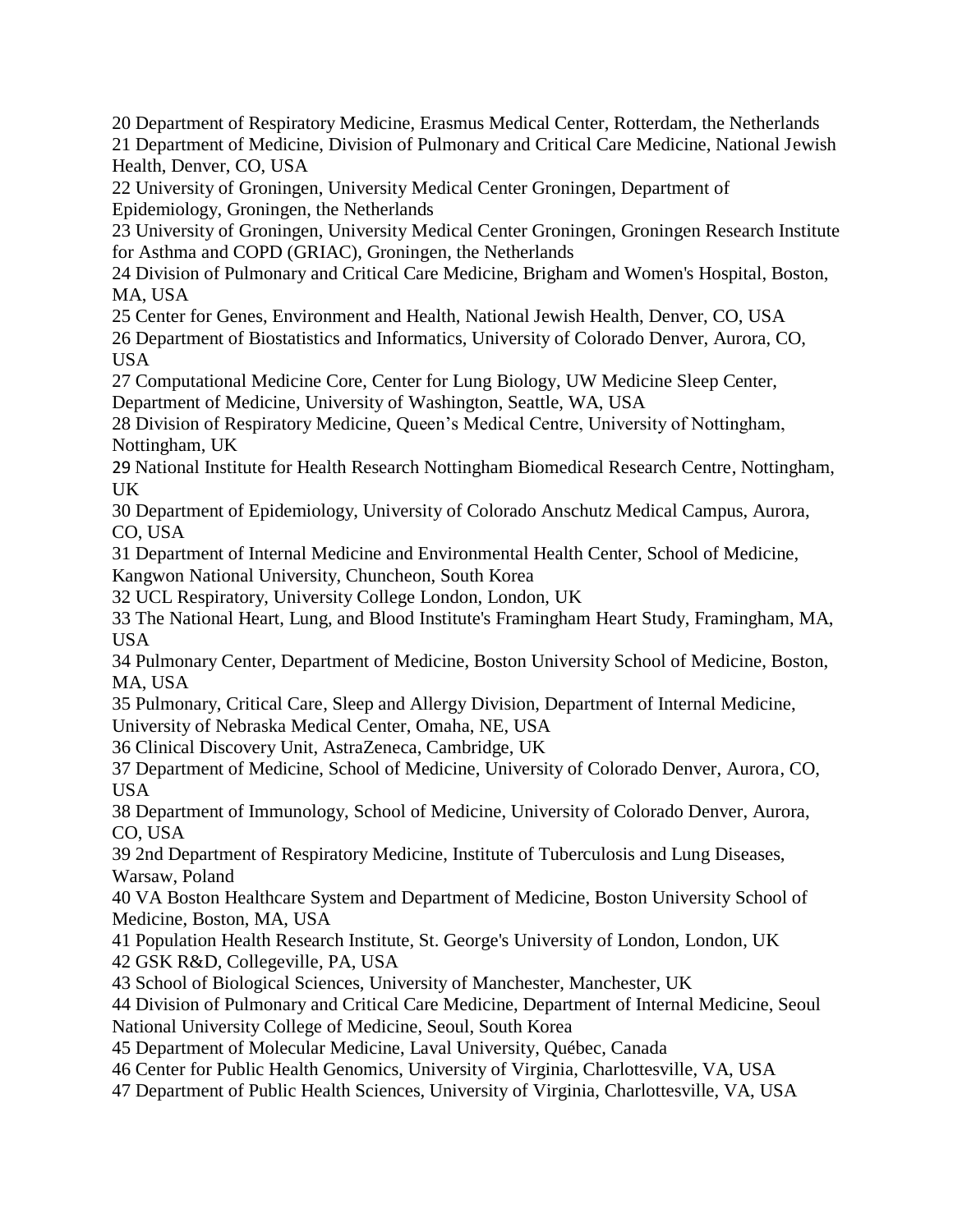20 Department of Respiratory Medicine, Erasmus Medical Center, Rotterdam, the Netherlands
21 Department of Medicine, Division of Pulmonary and Critical Care Medicine, National Jewish Health, Denver, CO, USA
22 University of Groningen, University Medical Center Groningen, Department of Epidemiology, Groningen, the Netherlands
23 University of Groningen, University Medical Center Groningen, Groningen Research Institute for Asthma and COPD (GRIAC), Groningen, the Netherlands
24 Division of Pulmonary and Critical Care Medicine, Brigham and Women's Hospital, Boston, MA, USA
25 Center for Genes, Environment and Health, National Jewish Health, Denver, CO, USA
26 Department of Biostatistics and Informatics, University of Colorado Denver, Aurora, CO, USA
27 Computational Medicine Core, Center for Lung Biology, UW Medicine Sleep Center, Department of Medicine, University of Washington, Seattle, WA, USA
28 Division of Respiratory Medicine, Queen's Medical Centre, University of Nottingham, Nottingham, UK
29 National Institute for Health Research Nottingham Biomedical Research Centre, Nottingham, UK
30 Department of Epidemiology, University of Colorado Anschutz Medical Campus, Aurora, CO, USA
31 Department of Internal Medicine and Environmental Health Center, School of Medicine, Kangwon National University, Chuncheon, South Korea
32 UCL Respiratory, University College London, London, UK
33 The National Heart, Lung, and Blood Institute's Framingham Heart Study, Framingham, MA, USA
34 Pulmonary Center, Department of Medicine, Boston University School of Medicine, Boston, MA, USA
35 Pulmonary, Critical Care, Sleep and Allergy Division, Department of Internal Medicine, University of Nebraska Medical Center, Omaha, NE, USA
36 Clinical Discovery Unit, AstraZeneca, Cambridge, UK
37 Department of Medicine, School of Medicine, University of Colorado Denver, Aurora, CO, USA
38 Department of Immunology, School of Medicine, University of Colorado Denver, Aurora, CO, USA
39 2nd Department of Respiratory Medicine, Institute of Tuberculosis and Lung Diseases, Warsaw, Poland
40 VA Boston Healthcare System and Department of Medicine, Boston University School of Medicine, Boston, MA, USA
41 Population Health Research Institute, St. George's University of London, London, UK
42 GSK R&D, Collegeville, PA, USA
43 School of Biological Sciences, University of Manchester, Manchester, UK
44 Division of Pulmonary and Critical Care Medicine, Department of Internal Medicine, Seoul National University College of Medicine, Seoul, South Korea
45 Department of Molecular Medicine, Laval University, Québec, Canada
46 Center for Public Health Genomics, University of Virginia, Charlottesville, VA, USA
47 Department of Public Health Sciences, University of Virginia, Charlottesville, VA, USA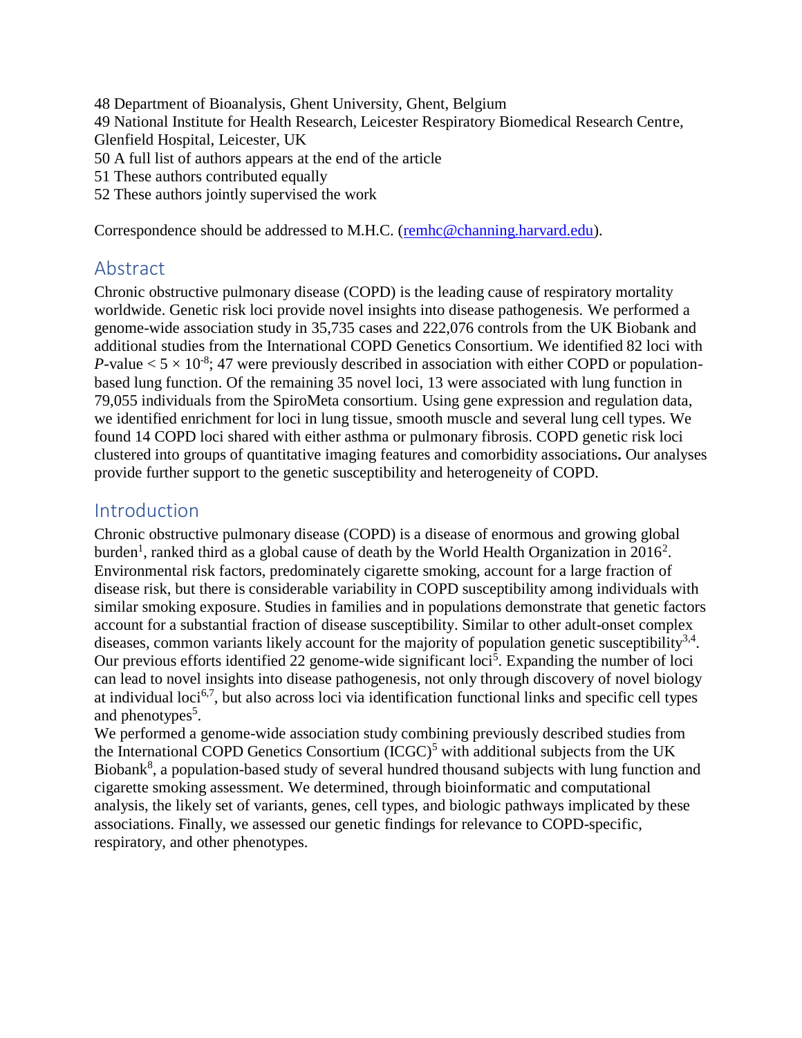48 Department of Bioanalysis, Ghent University, Ghent, Belgium
49 National Institute for Health Research, Leicester Respiratory Biomedical Research Centre, Glenfield Hospital, Leicester, UK
50 A full list of authors appears at the end of the article
51 These authors contributed equally
52 These authors jointly supervised the work

Correspondence should be addressed to M.H.C. (remhc@channing.harvard.edu).

## Abstract

Chronic obstructive pulmonary disease (COPD) is the leading cause of respiratory mortality worldwide. Genetic risk loci provide novel insights into disease pathogenesis. We performed a genome-wide association study in 35,735 cases and 222,076 controls from the UK Biobank and additional studies from the International COPD Genetics Consortium. We identified 82 loci with *P*-value $< 5 \times 10^{-8}$; 47 were previously described in association with either COPD or population-based lung function. Of the remaining 35 novel loci, 13 were associated with lung function in 79,055 individuals from the SpiroMeta consortium. Using gene expression and regulation data, we identified enrichment for loci in lung tissue, smooth muscle and several lung cell types. We found 14 COPD loci shared with either asthma or pulmonary fibrosis. COPD genetic risk loci clustered into groups of quantitative imaging features and comorbidity associations**.** Our analyses provide further support to the genetic susceptibility and heterogeneity of COPD.

## Introduction

Chronic obstructive pulmonary disease (COPD) is a disease of enormous and growing global burden[1], ranked third as a global cause of death by the World Health Organization in 2016[2]. Environmental risk factors, predominately cigarette smoking, account for a large fraction of disease risk, but there is considerable variability in COPD susceptibility among individuals with similar smoking exposure. Studies in families and in populations demonstrate that genetic factors account for a substantial fraction of disease susceptibility. Similar to other adult-onset complex diseases, common variants likely account for the majority of population genetic susceptibility[3,4]. Our previous efforts identified 22 genome-wide significant loci[5]. Expanding the number of loci can lead to novel insights into disease pathogenesis, not only through discovery of novel biology at individual loci[6,7], but also across loci via identification functional links and specific cell types and phenotypes[5].

We performed a genome-wide association study combining previously described studies from the International COPD Genetics Consortium (ICGC)[5] with additional subjects from the UK Biobank[8], a population-based study of several hundred thousand subjects with lung function and cigarette smoking assessment. We determined, through bioinformatic and computational analysis, the likely set of variants, genes, cell types, and biologic pathways implicated by these associations. Finally, we assessed our genetic findings for relevance to COPD-specific, respiratory, and other phenotypes.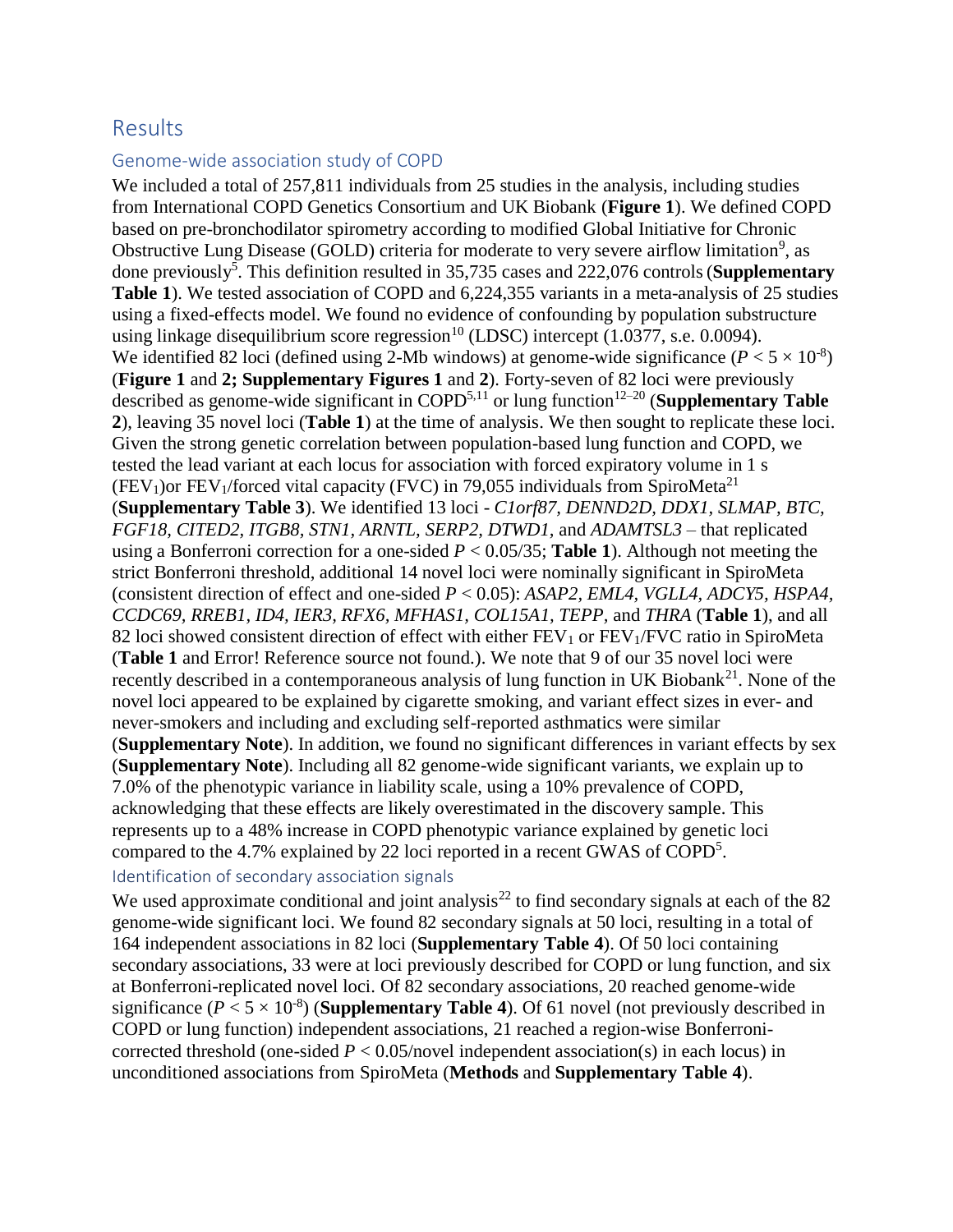# Results

## Genome-wide association study of COPD

We included a total of 257,811 individuals from 25 studies in the analysis, including studies from International COPD Genetics Consortium and UK Biobank (**Figure 1**). We defined COPD based on pre-bronchodilator spirometry according to modified Global Initiative for Chronic Obstructive Lung Disease (GOLD) criteria for moderate to very severe airflow limitation[9], as done previously[5]. This definition resulted in 35,735 cases and 222,076 controls (**Supplementary Table 1**). We tested association of COPD and 6,224,355 variants in a meta-analysis of 25 studies using a fixed-effects model. We found no evidence of confounding by population substructure using linkage disequilibrium score regression[10] (LDSC) intercept (1.0377, s.e. 0.0094).
We identified 82 loci (defined using 2-Mb windows) at genome-wide significance ($P < 5 \times 10^{-8}$) (**Figure 1** and **2; Supplementary Figures 1** and **2**). Forty-seven of 82 loci were previously described as genome-wide significant in COPD[5,11] or lung function[12–20] (**Supplementary Table 2**), leaving 35 novel loci (**Table 1**) at the time of analysis. We then sought to replicate these loci. Given the strong genetic correlation between population-based lung function and COPD, we tested the lead variant at each locus for association with forced expiratory volume in 1 s ($FEV_1$)or $FEV_1$/forced vital capacity (FVC) in 79,055 individuals from SpiroMeta[21] (**Supplementary Table 3**). We identified 13 loci - *C1orf87, DENND2D, DDX1, SLMAP, BTC, FGF18, CITED2, ITGB8, STN1, ARNTL, SERP2, DTWD1,* and *ADAMTSL3* – that replicated using a Bonferroni correction for a one-sided $P < 0.05/35$; **Table 1**). Although not meeting the strict Bonferroni threshold, additional 14 novel loci were nominally significant in SpiroMeta (consistent direction of effect and one-sided $P < 0.05$): *ASAP2, EML4, VGLL4, ADCY5, HSPA4, CCDC69, RREB1, ID4, IER3, RFX6, MFHAS1, COL15A1, TEPP,* and *THRA* (**Table 1**), and all 82 loci showed consistent direction of effect with either $FEV_1$ or $FEV_1$/FVC ratio in SpiroMeta (**Table 1** and Error! Reference source not found.). We note that 9 of our 35 novel loci were recently described in a contemporaneous analysis of lung function in UK Biobank[21]. None of the novel loci appeared to be explained by cigarette smoking, and variant effect sizes in ever- and never-smokers and including and excluding self-reported asthmatics were similar (**Supplementary Note**). In addition, we found no significant differences in variant effects by sex (**Supplementary Note**). Including all 82 genome-wide significant variants, we explain up to 7.0% of the phenotypic variance in liability scale, using a 10% prevalence of COPD, acknowledging that these effects are likely overestimated in the discovery sample. This represents up to a 48% increase in COPD phenotypic variance explained by genetic loci compared to the 4.7% explained by 22 loci reported in a recent GWAS of COPD[5].

## Identification of secondary association signals

We used approximate conditional and joint analysis[22] to find secondary signals at each of the 82 genome-wide significant loci. We found 82 secondary signals at 50 loci, resulting in a total of 164 independent associations in 82 loci (**Supplementary Table 4**). Of 50 loci containing secondary associations, 33 were at loci previously described for COPD or lung function, and six at Bonferroni-replicated novel loci. Of 82 secondary associations, 20 reached genome-wide significance ($P < 5 \times 10^{-8}$) (**Supplementary Table 4**). Of 61 novel (not previously described in COPD or lung function) independent associations, 21 reached a region-wise Bonferroni-corrected threshold (one-sided $P < 0.05$/novel independent association(s) in each locus) in unconditioned associations from SpiroMeta (**Methods** and **Supplementary Table 4**).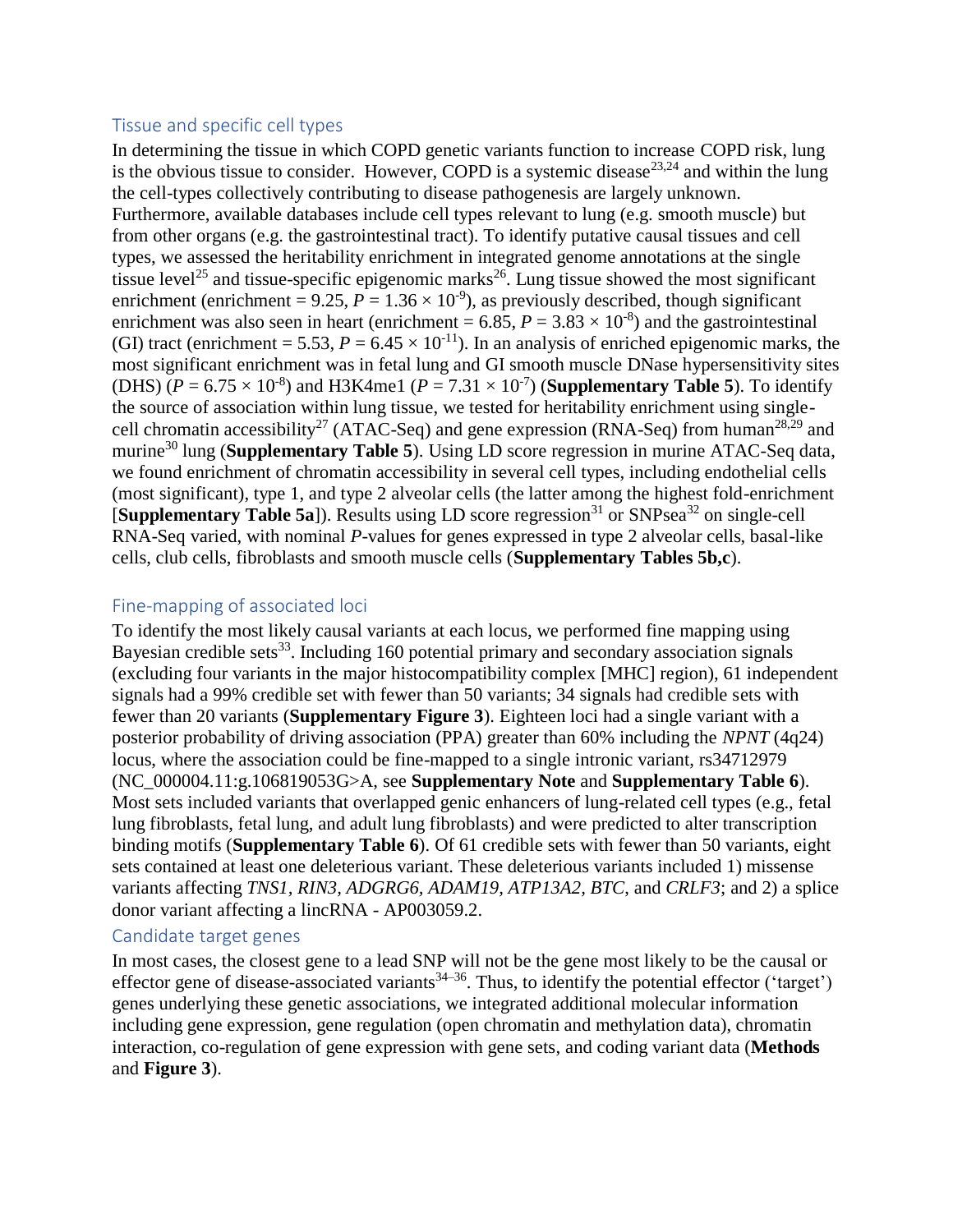## Tissue and specific cell types

In determining the tissue in which COPD genetic variants function to increase COPD risk, lung is the obvious tissue to consider. However, COPD is a systemic disease[23,24] and within the lung the cell-types collectively contributing to disease pathogenesis are largely unknown. Furthermore, available databases include cell types relevant to lung (e.g. smooth muscle) but from other organs (e.g. the gastrointestinal tract). To identify putative causal tissues and cell types, we assessed the heritability enrichment in integrated genome annotations at the single tissue level[25] and tissue-specific epigenomic marks[26]. Lung tissue showed the most significant enrichment (enrichment = 9.25, $P = 1.36 \times 10^{-9}$), as previously described, though significant enrichment was also seen in heart (enrichment = 6.85, $P = 3.83 \times 10^{-8}$) and the gastrointestinal (GI) tract (enrichment = 5.53, $P = 6.45 \times 10^{-11}$). In an analysis of enriched epigenomic marks, the most significant enrichment was in fetal lung and GI smooth muscle DNase hypersensitivity sites (DHS) ($P = 6.75 \times 10^{-8}$) and H3K4me1 ($P = 7.31 \times 10^{-7}$) (**Supplementary Table 5**). To identify the source of association within lung tissue, we tested for heritability enrichment using single-cell chromatin accessibility[27] (ATAC-Seq) and gene expression (RNA-Seq) from human[28,29] and murine[30] lung (**Supplementary Table 5**). Using LD score regression in murine ATAC-Seq data, we found enrichment of chromatin accessibility in several cell types, including endothelial cells (most significant), type 1, and type 2 alveolar cells (the latter among the highest fold-enrichment [**Supplementary Table 5a**]). Results using LD score regression[31] or SNPsea[32] on single-cell RNA-Seq varied, with nominal *P*-values for genes expressed in type 2 alveolar cells, basal-like cells, club cells, fibroblasts and smooth muscle cells (**Supplementary Tables 5b,c**).

## Fine-mapping of associated loci

To identify the most likely causal variants at each locus, we performed fine mapping using Bayesian credible sets[33]. Including 160 potential primary and secondary association signals (excluding four variants in the major histocompatibility complex [MHC] region), 61 independent signals had a 99% credible set with fewer than 50 variants; 34 signals had credible sets with fewer than 20 variants (**Supplementary Figure 3**). Eighteen loci had a single variant with a posterior probability of driving association (PPA) greater than 60% including the *NPNT* (4q24) locus, where the association could be fine-mapped to a single intronic variant, rs34712979 (NC_000004.11:g.106819053G>A, see **Supplementary Note** and **Supplementary Table 6**). Most sets included variants that overlapped genic enhancers of lung-related cell types (e.g., fetal lung fibroblasts, fetal lung, and adult lung fibroblasts) and were predicted to alter transcription binding motifs (**Supplementary Table 6**). Of 61 credible sets with fewer than 50 variants, eight sets contained at least one deleterious variant. These deleterious variants included 1) missense variants affecting *TNS1, RIN3, ADGRG6, ADAM19, ATP13A2, BTC,* and *CRLF3*; and 2) a splice donor variant affecting a lincRNA - AP003059.2.

## Candidate target genes

In most cases, the closest gene to a lead SNP will not be the gene most likely to be the causal or effector gene of disease-associated variants[34–36]. Thus, to identify the potential effector ('target') genes underlying these genetic associations, we integrated additional molecular information including gene expression, gene regulation (open chromatin and methylation data), chromatin interaction, co-regulation of gene expression with gene sets, and coding variant data (**Methods** and **Figure 3**).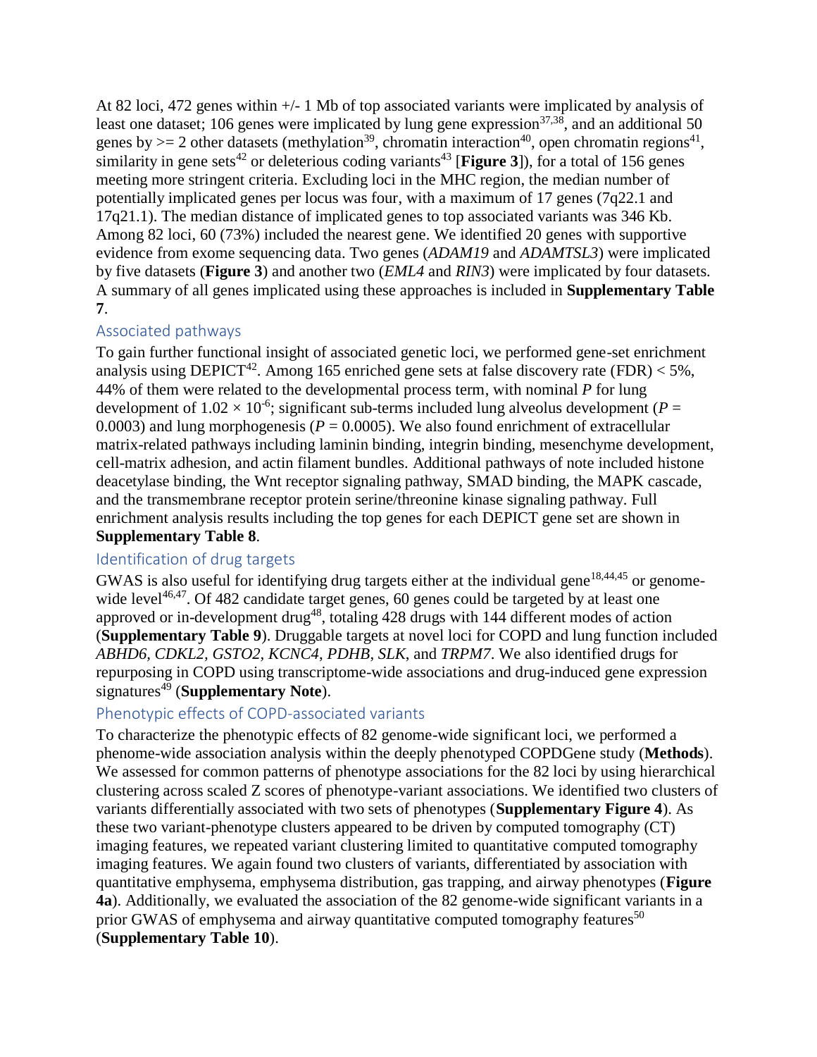At 82 loci, 472 genes within +/- 1 Mb of top associated variants were implicated by analysis of least one dataset; 106 genes were implicated by lung gene expression[37,38], and an additional 50 genes by >= 2 other datasets (methylation[39], chromatin interaction[40], open chromatin regions[41], similarity in gene sets[42] or deleterious coding variants[43] [**Figure 3**]), for a total of 156 genes meeting more stringent criteria. Excluding loci in the MHC region, the median number of potentially implicated genes per locus was four, with a maximum of 17 genes (7q22.1 and 17q21.1). The median distance of implicated genes to top associated variants was 346 Kb. Among 82 loci, 60 (73%) included the nearest gene. We identified 20 genes with supportive evidence from exome sequencing data. Two genes (*ADAM19* and *ADAMTSL3*) were implicated by five datasets (**Figure 3**) and another two (*EML4* and *RIN3*) were implicated by four datasets. A summary of all genes implicated using these approaches is included in **Supplementary Table 7**.

## Associated pathways

To gain further functional insight of associated genetic loci, we performed gene-set enrichment analysis using DEPICT[42]. Among 165 enriched gene sets at false discovery rate (FDR) < 5%, 44% of them were related to the developmental process term, with nominal *P* for lung development of $1.02 \times 10^{-6}$; significant sub-terms included lung alveolus development ($P = 0.0003$) and lung morphogenesis ($P = 0.0005$). We also found enrichment of extracellular matrix-related pathways including laminin binding, integrin binding, mesenchyme development, cell-matrix adhesion, and actin filament bundles. Additional pathways of note included histone deacetylase binding, the Wnt receptor signaling pathway, SMAD binding, the MAPK cascade, and the transmembrane receptor protein serine/threonine kinase signaling pathway. Full enrichment analysis results including the top genes for each DEPICT gene set are shown in **Supplementary Table 8**.

## Identification of drug targets

GWAS is also useful for identifying drug targets either at the individual gene[18,44,45] or genome-wide level[46,47]. Of 482 candidate target genes, 60 genes could be targeted by at least one approved or in-development drug[48], totaling 428 drugs with 144 different modes of action (**Supplementary Table 9**). Druggable targets at novel loci for COPD and lung function included *ABHD6*, *CDKL2*, *GSTO2*, *KCNC4*, *PDHB*, *SLK*, and *TRPM7*. We also identified drugs for repurposing in COPD using transcriptome-wide associations and drug-induced gene expression signatures[49] (**Supplementary Note**).

## Phenotypic effects of COPD-associated variants

To characterize the phenotypic effects of 82 genome-wide significant loci, we performed a phenome-wide association analysis within the deeply phenotyped COPDGene study (**Methods**). We assessed for common patterns of phenotype associations for the 82 loci by using hierarchical clustering across scaled Z scores of phenotype-variant associations. We identified two clusters of variants differentially associated with two sets of phenotypes (**Supplementary Figure 4**). As these two variant-phenotype clusters appeared to be driven by computed tomography (CT) imaging features, we repeated variant clustering limited to quantitative computed tomography imaging features. We again found two clusters of variants, differentiated by association with quantitative emphysema, emphysema distribution, gas trapping, and airway phenotypes (**Figure 4a**). Additionally, we evaluated the association of the 82 genome-wide significant variants in a prior GWAS of emphysema and airway quantitative computed tomography features[50] (**Supplementary Table 10**).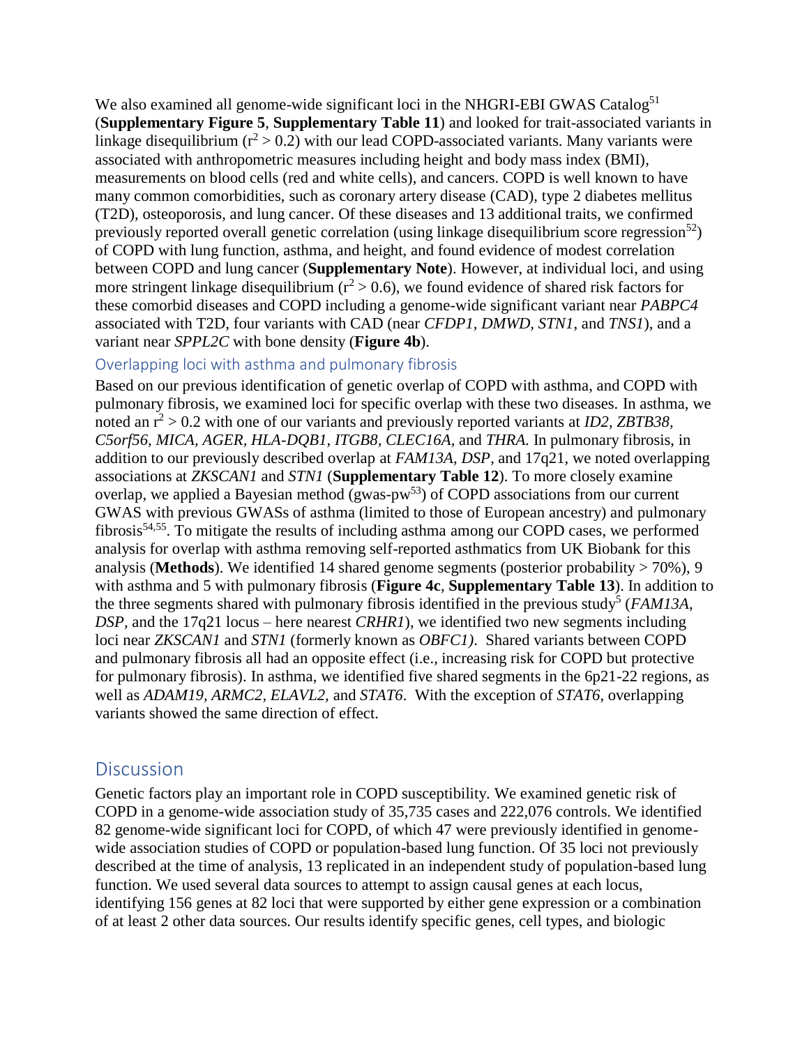We also examined all genome-wide significant loci in the NHGRI-EBI GWAS Catalog[51] (**Supplementary Figure 5**, **Supplementary Table 11**) and looked for trait-associated variants in linkage disequilibrium ($r^2 > 0.2$) with our lead COPD-associated variants. Many variants were associated with anthropometric measures including height and body mass index (BMI), measurements on blood cells (red and white cells), and cancers. COPD is well known to have many common comorbidities, such as coronary artery disease (CAD), type 2 diabetes mellitus (T2D), osteoporosis, and lung cancer. Of these diseases and 13 additional traits, we confirmed previously reported overall genetic correlation (using linkage disequilibrium score regression[52]) of COPD with lung function, asthma, and height, and found evidence of modest correlation between COPD and lung cancer (**Supplementary Note**). However, at individual loci, and using more stringent linkage disequilibrium ($r^2 > 0.6$), we found evidence of shared risk factors for these comorbid diseases and COPD including a genome-wide significant variant near *PABPC4* associated with T2D, four variants with CAD (near *CFDP1, DMWD, STN1*, and *TNS1*), and a variant near *SPPL2C* with bone density (**Figure 4b**).

### Overlapping loci with asthma and pulmonary fibrosis

Based on our previous identification of genetic overlap of COPD with asthma, and COPD with pulmonary fibrosis, we examined loci for specific overlap with these two diseases. In asthma, we noted an $r^2 > 0.2$ with one of our variants and previously reported variants at *ID2, ZBTB38, C5orf56, MICA, AGER, HLA-DQB1, ITGB8, CLEC16A,* and *THRA.* In pulmonary fibrosis, in addition to our previously described overlap at *FAM13A*, *DSP*, and 17q21, we noted overlapping associations at *ZKSCAN1* and *STN1* (**Supplementary Table 12**). To more closely examine overlap, we applied a Bayesian method (gwas-pw[53]) of COPD associations from our current GWAS with previous GWASs of asthma (limited to those of European ancestry) and pulmonary fibrosis[54,55]. To mitigate the results of including asthma among our COPD cases, we performed analysis for overlap with asthma removing self-reported asthmatics from UK Biobank for this analysis (**Methods**). We identified 14 shared genome segments (posterior probability > 70%), 9 with asthma and 5 with pulmonary fibrosis (**Figure 4c**, **Supplementary Table 13**). In addition to the three segments shared with pulmonary fibrosis identified in the previous study[5] (*FAM13A*, *DSP*, and the 17q21 locus – here nearest *CRHR1*), we identified two new segments including loci near *ZKSCAN1* and *STN1* (formerly known as *OBFC1)*. Shared variants between COPD and pulmonary fibrosis all had an opposite effect (i.e., increasing risk for COPD but protective for pulmonary fibrosis). In asthma, we identified five shared segments in the 6p21-22 regions, as well as *ADAM19, ARMC2, ELAVL2,* and *STAT6*. With the exception of *STAT6*, overlapping variants showed the same direction of effect.

## Discussion

Genetic factors play an important role in COPD susceptibility. We examined genetic risk of COPD in a genome-wide association study of 35,735 cases and 222,076 controls. We identified 82 genome-wide significant loci for COPD, of which 47 were previously identified in genome-wide association studies of COPD or population-based lung function. Of 35 loci not previously described at the time of analysis, 13 replicated in an independent study of population-based lung function. We used several data sources to attempt to assign causal genes at each locus, identifying 156 genes at 82 loci that were supported by either gene expression or a combination of at least 2 other data sources. Our results identify specific genes, cell types, and biologic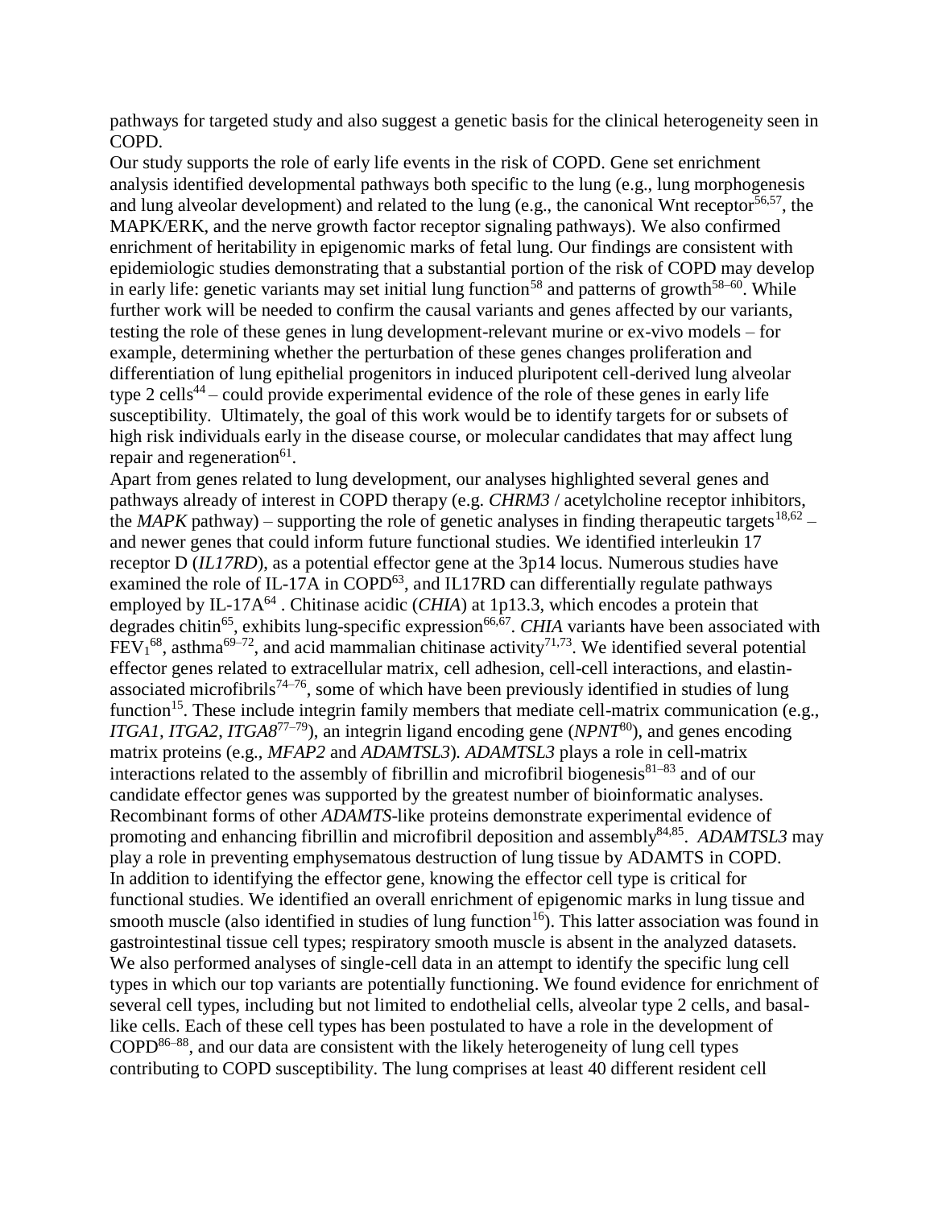pathways for targeted study and also suggest a genetic basis for the clinical heterogeneity seen in COPD.

Our study supports the role of early life events in the risk of COPD. Gene set enrichment analysis identified developmental pathways both specific to the lung (e.g., lung morphogenesis and lung alveolar development) and related to the lung (e.g., the canonical Wnt receptor[56,57], the MAPK/ERK, and the nerve growth factor receptor signaling pathways). We also confirmed enrichment of heritability in epigenomic marks of fetal lung. Our findings are consistent with epidemiologic studies demonstrating that a substantial portion of the risk of COPD may develop in early life: genetic variants may set initial lung function[58] and patterns of growth[58–60]. While further work will be needed to confirm the causal variants and genes affected by our variants, testing the role of these genes in lung development-relevant murine or ex-vivo models – for example, determining whether the perturbation of these genes changes proliferation and differentiation of lung epithelial progenitors in induced pluripotent cell-derived lung alveolar type 2 cells[44] – could provide experimental evidence of the role of these genes in early life susceptibility. Ultimately, the goal of this work would be to identify targets for or subsets of high risk individuals early in the disease course, or molecular candidates that may affect lung repair and regeneration[61].

Apart from genes related to lung development, our analyses highlighted several genes and pathways already of interest in COPD therapy (e.g. *CHRM3* / acetylcholine receptor inhibitors, the *MAPK* pathway) – supporting the role of genetic analyses in finding therapeutic targets[18,62] – and newer genes that could inform future functional studies. We identified interleukin 17 receptor D (*IL17RD*), as a potential effector gene at the 3p14 locus. Numerous studies have examined the role of IL-17A in COPD[63], and IL17RD can differentially regulate pathways employed by IL-17A[64] . Chitinase acidic (*CHIA*) at 1p13.3, which encodes a protein that degrades chitin[65], exhibits lung-specific expression[66,67]. *CHIA* variants have been associated with $FEV_1$[68], asthma[69–72], and acid mammalian chitinase activity[71,73]. We identified several potential effector genes related to extracellular matrix, cell adhesion, cell-cell interactions, and elastin-associated microfibrils[74–76], some of which have been previously identified in studies of lung function[15]. These include integrin family members that mediate cell-matrix communication (e.g., *ITGA1, ITGA2, ITGA8*[77–79]), an integrin ligand encoding gene (*NPNT*[80]), and genes encoding matrix proteins (e.g., *MFAP2* and *ADAMTSL3*). *ADAMTSL3* plays a role in cell-matrix interactions related to the assembly of fibrillin and microfibril biogenesis[81–83] and of our candidate effector genes was supported by the greatest number of bioinformatic analyses. Recombinant forms of other *ADAMTS*-like proteins demonstrate experimental evidence of promoting and enhancing fibrillin and microfibril deposition and assembly[84,85]. *ADAMTSL3* may play a role in preventing emphysematous destruction of lung tissue by ADAMTS in COPD.

In addition to identifying the effector gene, knowing the effector cell type is critical for functional studies. We identified an overall enrichment of epigenomic marks in lung tissue and smooth muscle (also identified in studies of lung function[16]). This latter association was found in gastrointestinal tissue cell types; respiratory smooth muscle is absent in the analyzed datasets. We also performed analyses of single-cell data in an attempt to identify the specific lung cell types in which our top variants are potentially functioning. We found evidence for enrichment of several cell types, including but not limited to endothelial cells, alveolar type 2 cells, and basal-like cells. Each of these cell types has been postulated to have a role in the development of COPD[86–88], and our data are consistent with the likely heterogeneity of lung cell types contributing to COPD susceptibility. The lung comprises at least 40 different resident cell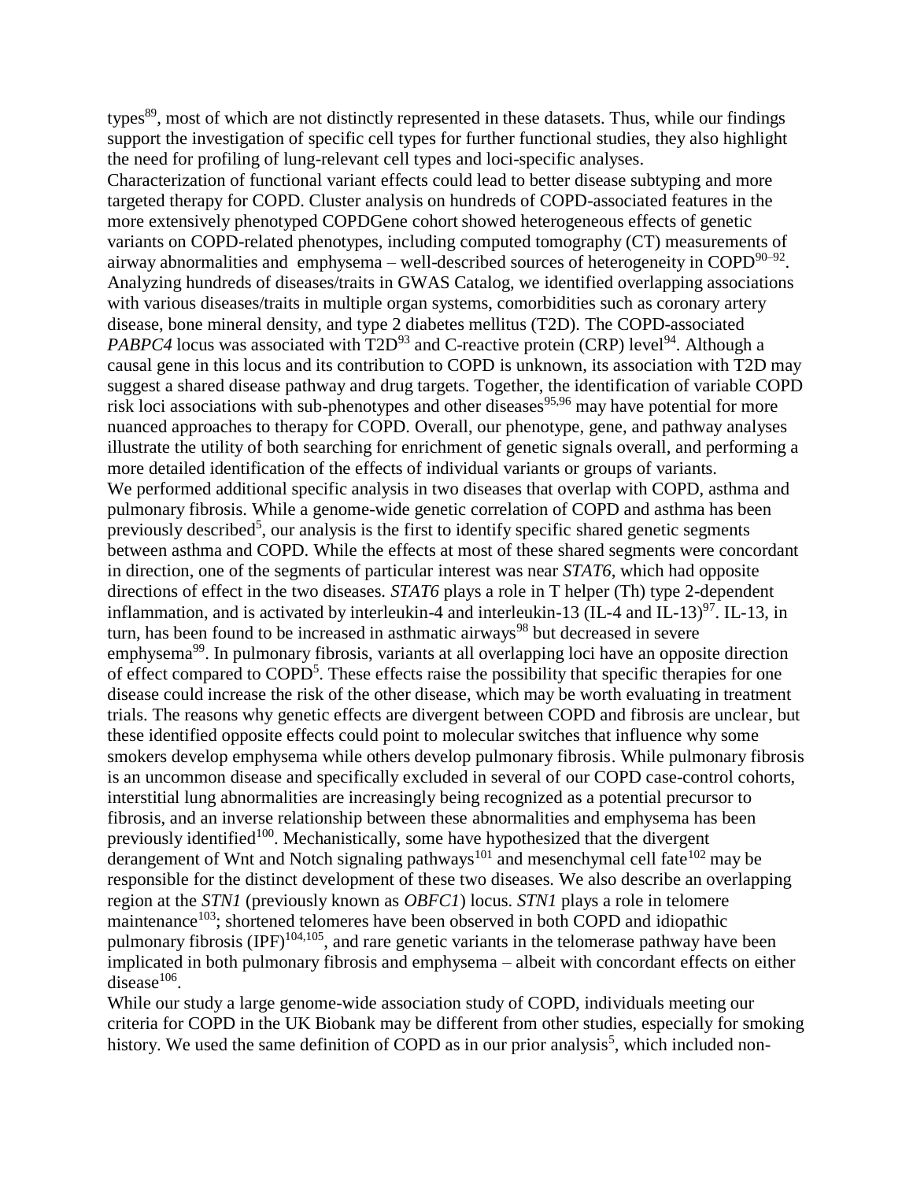types[89], most of which are not distinctly represented in these datasets. Thus, while our findings support the investigation of specific cell types for further functional studies, they also highlight the need for profiling of lung-relevant cell types and loci-specific analyses.

Characterization of functional variant effects could lead to better disease subtyping and more targeted therapy for COPD. Cluster analysis on hundreds of COPD-associated features in the more extensively phenotyped COPDGene cohort showed heterogeneous effects of genetic variants on COPD-related phenotypes, including computed tomography (CT) measurements of airway abnormalities and emphysema – well-described sources of heterogeneity in COPD[90–92]. Analyzing hundreds of diseases/traits in GWAS Catalog, we identified overlapping associations with various diseases/traits in multiple organ systems, comorbidities such as coronary artery disease, bone mineral density, and type 2 diabetes mellitus (T2D). The COPD-associated *PABPC4* locus was associated with T2D[93] and C-reactive protein (CRP) level[94]. Although a causal gene in this locus and its contribution to COPD is unknown, its association with T2D may suggest a shared disease pathway and drug targets. Together, the identification of variable COPD risk loci associations with sub-phenotypes and other diseases[95,96] may have potential for more nuanced approaches to therapy for COPD. Overall, our phenotype, gene, and pathway analyses illustrate the utility of both searching for enrichment of genetic signals overall, and performing a more detailed identification of the effects of individual variants or groups of variants.

We performed additional specific analysis in two diseases that overlap with COPD, asthma and pulmonary fibrosis. While a genome-wide genetic correlation of COPD and asthma has been previously described[5], our analysis is the first to identify specific shared genetic segments between asthma and COPD. While the effects at most of these shared segments were concordant in direction, one of the segments of particular interest was near *STAT6*, which had opposite directions of effect in the two diseases. *STAT6* plays a role in T helper (Th) type 2-dependent inflammation, and is activated by interleukin-4 and interleukin-13 (IL-4 and IL-13)[97]. IL-13, in turn, has been found to be increased in asthmatic airways[98] but decreased in severe emphysema[99]. In pulmonary fibrosis, variants at all overlapping loci have an opposite direction of effect compared to COPD[5]. These effects raise the possibility that specific therapies for one disease could increase the risk of the other disease, which may be worth evaluating in treatment trials. The reasons why genetic effects are divergent between COPD and fibrosis are unclear, but these identified opposite effects could point to molecular switches that influence why some smokers develop emphysema while others develop pulmonary fibrosis. While pulmonary fibrosis is an uncommon disease and specifically excluded in several of our COPD case-control cohorts, interstitial lung abnormalities are increasingly being recognized as a potential precursor to fibrosis, and an inverse relationship between these abnormalities and emphysema has been previously identified[100]. Mechanistically, some have hypothesized that the divergent derangement of Wnt and Notch signaling pathways[101] and mesenchymal cell fate[102] may be responsible for the distinct development of these two diseases. We also describe an overlapping region at the *STN1* (previously known as *OBFC1*) locus. *STN1* plays a role in telomere maintenance[103]; shortened telomeres have been observed in both COPD and idiopathic pulmonary fibrosis (IPF)[104,105], and rare genetic variants in the telomerase pathway have been implicated in both pulmonary fibrosis and emphysema – albeit with concordant effects on either disease[106].

While our study a large genome-wide association study of COPD, individuals meeting our criteria for COPD in the UK Biobank may be different from other studies, especially for smoking history. We used the same definition of COPD as in our prior analysis[5], which included non-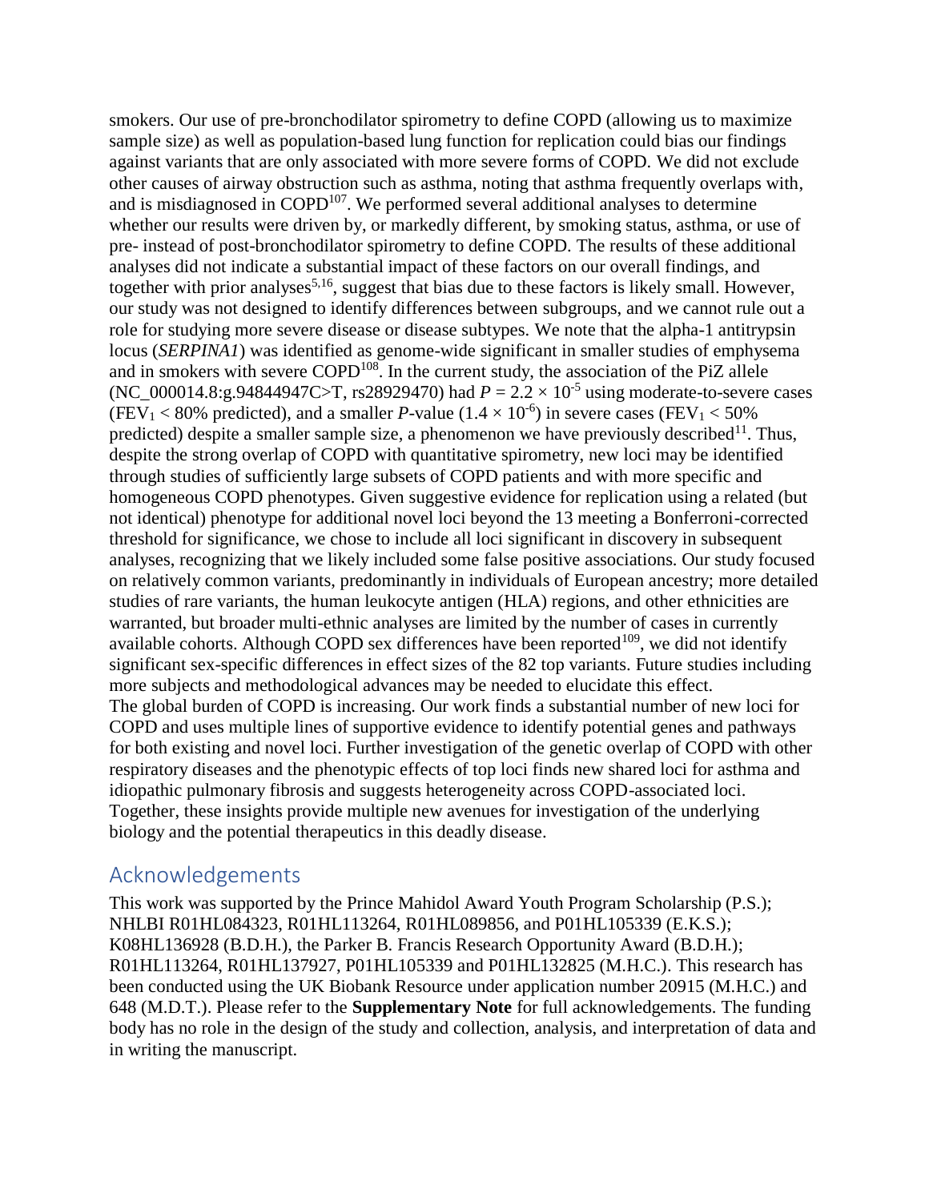smokers. Our use of pre-bronchodilator spirometry to define COPD (allowing us to maximize sample size) as well as population-based lung function for replication could bias our findings against variants that are only associated with more severe forms of COPD. We did not exclude other causes of airway obstruction such as asthma, noting that asthma frequently overlaps with, and is misdiagnosed in COPD[107]. We performed several additional analyses to determine whether our results were driven by, or markedly different, by smoking status, asthma, or use of pre- instead of post-bronchodilator spirometry to define COPD. The results of these additional analyses did not indicate a substantial impact of these factors on our overall findings, and together with prior analyses[5,16], suggest that bias due to these factors is likely small. However, our study was not designed to identify differences between subgroups, and we cannot rule out a role for studying more severe disease or disease subtypes. We note that the alpha-1 antitrypsin locus (*SERPINA1*) was identified as genome-wide significant in smaller studies of emphysema and in smokers with severe COPD[108]. In the current study, the association of the PiZ allele (NC_000014.8:g.94844947C>T, rs28929470) had $P = 2.2 \times 10^{-5}$ using moderate-to-severe cases ($FEV_1 < 80\%$ predicted), and a smaller *P*-value ($1.4 \times 10^{-6}$) in severe cases ($FEV_1 < 50\%$ predicted) despite a smaller sample size, a phenomenon we have previously described[11]. Thus, despite the strong overlap of COPD with quantitative spirometry, new loci may be identified through studies of sufficiently large subsets of COPD patients and with more specific and homogeneous COPD phenotypes. Given suggestive evidence for replication using a related (but not identical) phenotype for additional novel loci beyond the 13 meeting a Bonferroni-corrected threshold for significance, we chose to include all loci significant in discovery in subsequent analyses, recognizing that we likely included some false positive associations. Our study focused on relatively common variants, predominantly in individuals of European ancestry; more detailed studies of rare variants, the human leukocyte antigen (HLA) regions, and other ethnicities are warranted, but broader multi-ethnic analyses are limited by the number of cases in currently available cohorts. Although COPD sex differences have been reported[109], we did not identify significant sex-specific differences in effect sizes of the 82 top variants. Future studies including more subjects and methodological advances may be needed to elucidate this effect.

The global burden of COPD is increasing. Our work finds a substantial number of new loci for COPD and uses multiple lines of supportive evidence to identify potential genes and pathways for both existing and novel loci. Further investigation of the genetic overlap of COPD with other respiratory diseases and the phenotypic effects of top loci finds new shared loci for asthma and idiopathic pulmonary fibrosis and suggests heterogeneity across COPD-associated loci. Together, these insights provide multiple new avenues for investigation of the underlying biology and the potential therapeutics in this deadly disease.

## Acknowledgements

This work was supported by the Prince Mahidol Award Youth Program Scholarship (P.S.); NHLBI R01HL084323, R01HL113264, R01HL089856, and P01HL105339 (E.K.S.); K08HL136928 (B.D.H.), the Parker B. Francis Research Opportunity Award (B.D.H.); R01HL113264, R01HL137927, P01HL105339 and P01HL132825 (M.H.C.). This research has been conducted using the UK Biobank Resource under application number 20915 (M.H.C.) and 648 (M.D.T.). Please refer to the **Supplementary Note** for full acknowledgements. The funding body has no role in the design of the study and collection, analysis, and interpretation of data and in writing the manuscript.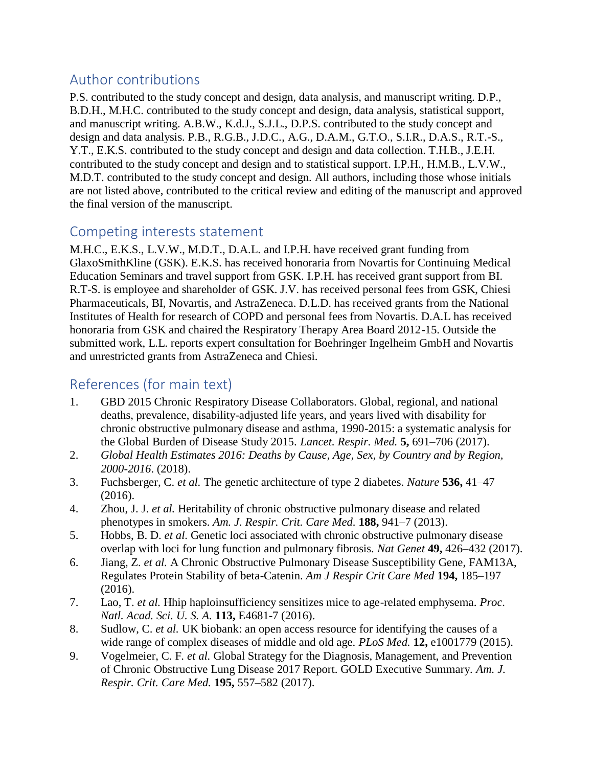## Author contributions

P.S. contributed to the study concept and design, data analysis, and manuscript writing. D.P., B.D.H., M.H.C. contributed to the study concept and design, data analysis, statistical support, and manuscript writing. A.B.W., K.d.J., S.J.L., D.P.S. contributed to the study concept and design and data analysis. P.B., R.G.B., J.D.C., A.G., D.A.M., G.T.O., S.I.R., D.A.S., R.T.-S., Y.T., E.K.S. contributed to the study concept and design and data collection. T.H.B., J.E.H. contributed to the study concept and design and to statistical support. I.P.H., H.M.B., L.V.W., M.D.T. contributed to the study concept and design. All authors, including those whose initials are not listed above, contributed to the critical review and editing of the manuscript and approved the final version of the manuscript.

## Competing interests statement

M.H.C., E.K.S., L.V.W., M.D.T., D.A.L. and I.P.H. have received grant funding from GlaxoSmithKline (GSK). E.K.S. has received honoraria from Novartis for Continuing Medical Education Seminars and travel support from GSK. I.P.H. has received grant support from BI. R.T-S. is employee and shareholder of GSK. J.V. has received personal fees from GSK, Chiesi Pharmaceuticals, BI, Novartis, and AstraZeneca. D.L.D. has received grants from the National Institutes of Health for research of COPD and personal fees from Novartis. D.A.L has received honoraria from GSK and chaired the Respiratory Therapy Area Board 2012-15. Outside the submitted work, L.L. reports expert consultation for Boehringer Ingelheim GmbH and Novartis and unrestricted grants from AstraZeneca and Chiesi.

## References (for main text)

1. GBD 2015 Chronic Respiratory Disease Collaborators. Global, regional, and national deaths, prevalence, disability-adjusted life years, and years lived with disability for chronic obstructive pulmonary disease and asthma, 1990-2015: a systematic analysis for the Global Burden of Disease Study 2015. *Lancet. Respir. Med.* **5,** 691–706 (2017).
2. *Global Health Estimates 2016: Deaths by Cause, Age, Sex, by Country and by Region, 2000-2016*. (2018).
3. Fuchsberger, C. *et al.* The genetic architecture of type 2 diabetes. *Nature* **536,** 41–47 (2016).
4. Zhou, J. J. *et al.* Heritability of chronic obstructive pulmonary disease and related phenotypes in smokers. *Am. J. Respir. Crit. Care Med.* **188,** 941–7 (2013).
5. Hobbs, B. D. *et al.* Genetic loci associated with chronic obstructive pulmonary disease overlap with loci for lung function and pulmonary fibrosis. *Nat Genet* **49,** 426–432 (2017).
6. Jiang, Z. *et al.* A Chronic Obstructive Pulmonary Disease Susceptibility Gene, FAM13A, Regulates Protein Stability of beta-Catenin. *Am J Respir Crit Care Med* **194,** 185–197 (2016).
7. Lao, T. *et al.* Hhip haploinsufficiency sensitizes mice to age-related emphysema. *Proc. Natl. Acad. Sci. U. S. A.* **113,** E4681-7 (2016).
8. Sudlow, C. *et al.* UK biobank: an open access resource for identifying the causes of a wide range of complex diseases of middle and old age. *PLoS Med.* **12,** e1001779 (2015).
9. Vogelmeier, C. F. *et al.* Global Strategy for the Diagnosis, Management, and Prevention of Chronic Obstructive Lung Disease 2017 Report. GOLD Executive Summary. *Am. J. Respir. Crit. Care Med.* **195,** 557–582 (2017).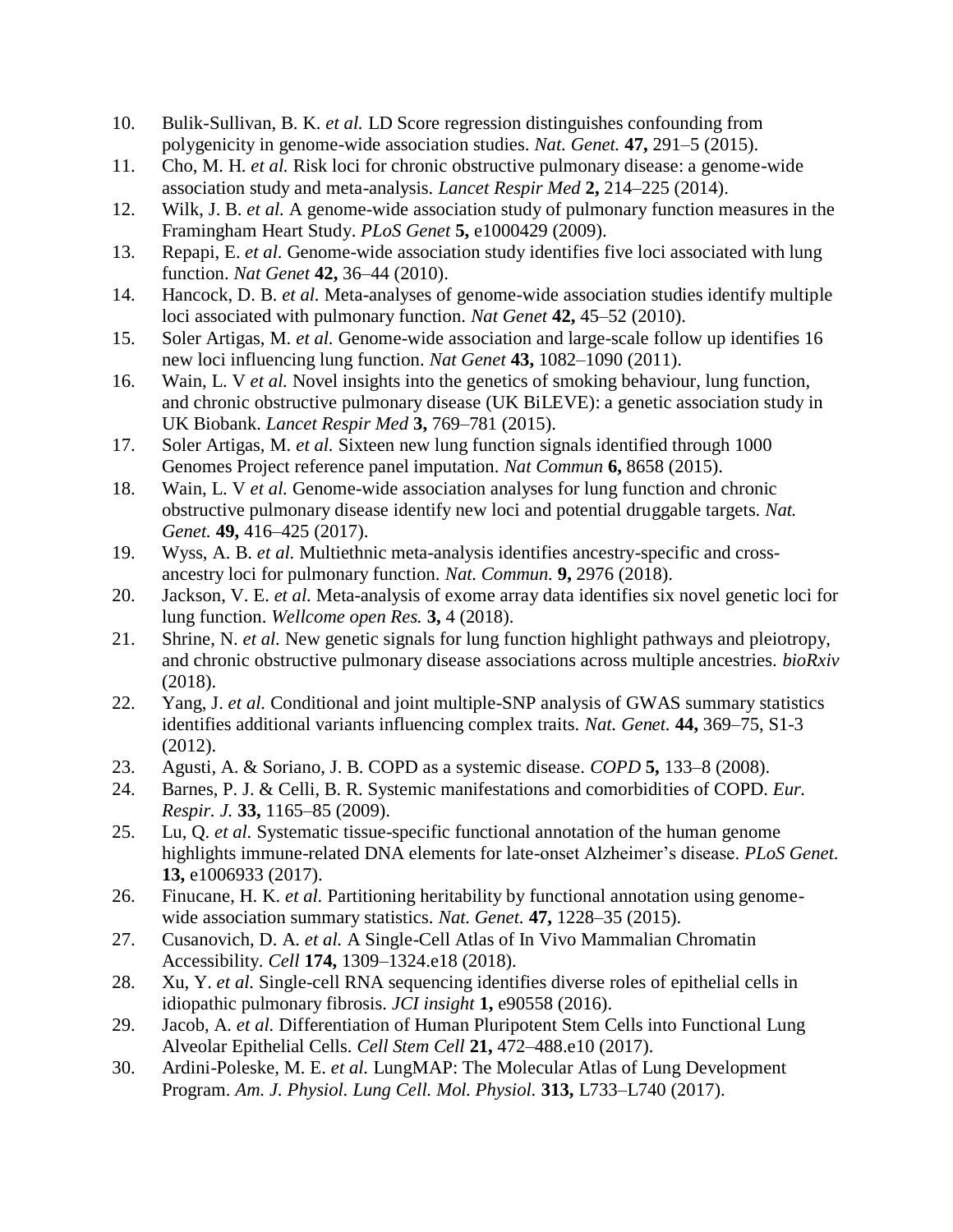10. Bulik-Sullivan, B. K. *et al.* LD Score regression distinguishes confounding from polygenicity in genome-wide association studies. *Nat. Genet.* **47,** 291–5 (2015).
11. Cho, M. H. *et al.* Risk loci for chronic obstructive pulmonary disease: a genome-wide association study and meta-analysis. *Lancet Respir Med* **2,** 214–225 (2014).
12. Wilk, J. B. *et al.* A genome-wide association study of pulmonary function measures in the Framingham Heart Study. *PLoS Genet* **5,** e1000429 (2009).
13. Repapi, E. *et al.* Genome-wide association study identifies five loci associated with lung function. *Nat Genet* **42,** 36–44 (2010).
14. Hancock, D. B. *et al.* Meta-analyses of genome-wide association studies identify multiple loci associated with pulmonary function. *Nat Genet* **42,** 45–52 (2010).
15. Soler Artigas, M. *et al.* Genome-wide association and large-scale follow up identifies 16 new loci influencing lung function. *Nat Genet* **43,** 1082–1090 (2011).
16. Wain, L. V *et al.* Novel insights into the genetics of smoking behaviour, lung function, and chronic obstructive pulmonary disease (UK BiLEVE): a genetic association study in UK Biobank. *Lancet Respir Med* **3,** 769–781 (2015).
17. Soler Artigas, M. *et al.* Sixteen new lung function signals identified through 1000 Genomes Project reference panel imputation. *Nat Commun* **6,** 8658 (2015).
18. Wain, L. V *et al.* Genome-wide association analyses for lung function and chronic obstructive pulmonary disease identify new loci and potential druggable targets. *Nat. Genet.* **49,** 416–425 (2017).
19. Wyss, A. B. *et al.* Multiethnic meta-analysis identifies ancestry-specific and cross-ancestry loci for pulmonary function. *Nat. Commun.* **9,** 2976 (2018).
20. Jackson, V. E. *et al.* Meta-analysis of exome array data identifies six novel genetic loci for lung function. *Wellcome open Res.* **3,** 4 (2018).
21. Shrine, N. *et al.* New genetic signals for lung function highlight pathways and pleiotropy, and chronic obstructive pulmonary disease associations across multiple ancestries. *bioRxiv* (2018).
22. Yang, J. *et al.* Conditional and joint multiple-SNP analysis of GWAS summary statistics identifies additional variants influencing complex traits. *Nat. Genet.* **44,** 369–75, S1-3 (2012).
23. Agusti, A. & Soriano, J. B. COPD as a systemic disease. *COPD* **5,** 133–8 (2008).
24. Barnes, P. J. & Celli, B. R. Systemic manifestations and comorbidities of COPD. *Eur. Respir. J.* **33,** 1165–85 (2009).
25. Lu, Q. *et al.* Systematic tissue-specific functional annotation of the human genome highlights immune-related DNA elements for late-onset Alzheimer's disease. *PLoS Genet.* **13,** e1006933 (2017).
26. Finucane, H. K. *et al.* Partitioning heritability by functional annotation using genome-wide association summary statistics. *Nat. Genet.* **47,** 1228–35 (2015).
27. Cusanovich, D. A. *et al.* A Single-Cell Atlas of In Vivo Mammalian Chromatin Accessibility. *Cell* **174,** 1309–1324.e18 (2018).
28. Xu, Y. *et al.* Single-cell RNA sequencing identifies diverse roles of epithelial cells in idiopathic pulmonary fibrosis. *JCI insight* **1,** e90558 (2016).
29. Jacob, A. *et al.* Differentiation of Human Pluripotent Stem Cells into Functional Lung Alveolar Epithelial Cells. *Cell Stem Cell* **21,** 472–488.e10 (2017).
30. Ardini-Poleske, M. E. *et al.* LungMAP: The Molecular Atlas of Lung Development Program. *Am. J. Physiol. Lung Cell. Mol. Physiol.* **313,** L733–L740 (2017).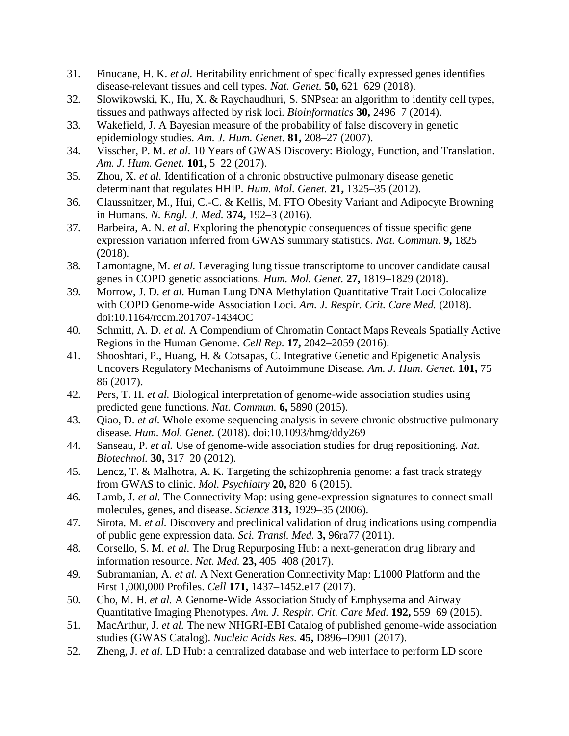31. Finucane, H. K. *et al.* Heritability enrichment of specifically expressed genes identifies disease-relevant tissues and cell types. *Nat. Genet.* **50,** 621–629 (2018).
32. Slowikowski, K., Hu, X. & Raychaudhuri, S. SNPsea: an algorithm to identify cell types, tissues and pathways affected by risk loci. *Bioinformatics* **30,** 2496–7 (2014).
33. Wakefield, J. A Bayesian measure of the probability of false discovery in genetic epidemiology studies. *Am. J. Hum. Genet.* **81,** 208–27 (2007).
34. Visscher, P. M. *et al.* 10 Years of GWAS Discovery: Biology, Function, and Translation. *Am. J. Hum. Genet.* **101,** 5–22 (2017).
35. Zhou, X. *et al.* Identification of a chronic obstructive pulmonary disease genetic determinant that regulates HHIP. *Hum. Mol. Genet.* **21,** 1325–35 (2012).
36. Claussnitzer, M., Hui, C.-C. & Kellis, M. FTO Obesity Variant and Adipocyte Browning in Humans. *N. Engl. J. Med.* **374,** 192–3 (2016).
37. Barbeira, A. N. *et al.* Exploring the phenotypic consequences of tissue specific gene expression variation inferred from GWAS summary statistics. *Nat. Commun.* **9,** 1825 (2018).
38. Lamontagne, M. *et al.* Leveraging lung tissue transcriptome to uncover candidate causal genes in COPD genetic associations. *Hum. Mol. Genet.* **27,** 1819–1829 (2018).
39. Morrow, J. D. *et al.* Human Lung DNA Methylation Quantitative Trait Loci Colocalize with COPD Genome-wide Association Loci. *Am. J. Respir. Crit. Care Med.* (2018). doi:10.1164/rccm.201707-1434OC
40. Schmitt, A. D. *et al.* A Compendium of Chromatin Contact Maps Reveals Spatially Active Regions in the Human Genome. *Cell Rep.* **17,** 2042–2059 (2016).
41. Shooshtari, P., Huang, H. & Cotsapas, C. Integrative Genetic and Epigenetic Analysis Uncovers Regulatory Mechanisms of Autoimmune Disease. *Am. J. Hum. Genet.* **101,** 75–86 (2017).
42. Pers, T. H. *et al.* Biological interpretation of genome-wide association studies using predicted gene functions. *Nat. Commun.* **6,** 5890 (2015).
43. Qiao, D. *et al.* Whole exome sequencing analysis in severe chronic obstructive pulmonary disease. *Hum. Mol. Genet.* (2018). doi:10.1093/hmg/ddy269
44. Sanseau, P. *et al.* Use of genome-wide association studies for drug repositioning. *Nat. Biotechnol.* **30,** 317–20 (2012).
45. Lencz, T. & Malhotra, A. K. Targeting the schizophrenia genome: a fast track strategy from GWAS to clinic. *Mol. Psychiatry* **20,** 820–6 (2015).
46. Lamb, J. *et al.* The Connectivity Map: using gene-expression signatures to connect small molecules, genes, and disease. *Science* **313,** 1929–35 (2006).
47. Sirota, M. *et al.* Discovery and preclinical validation of drug indications using compendia of public gene expression data. *Sci. Transl. Med.* **3,** 96ra77 (2011).
48. Corsello, S. M. *et al.* The Drug Repurposing Hub: a next-generation drug library and information resource. *Nat. Med.* **23,** 405–408 (2017).
49. Subramanian, A. *et al.* A Next Generation Connectivity Map: L1000 Platform and the First 1,000,000 Profiles. *Cell* **171,** 1437–1452.e17 (2017).
50. Cho, M. H. *et al.* A Genome-Wide Association Study of Emphysema and Airway Quantitative Imaging Phenotypes. *Am. J. Respir. Crit. Care Med.* **192,** 559–69 (2015).
51. MacArthur, J. *et al.* The new NHGRI-EBI Catalog of published genome-wide association studies (GWAS Catalog). *Nucleic Acids Res.* **45,** D896–D901 (2017).
52. Zheng, J. *et al.* LD Hub: a centralized database and web interface to perform LD score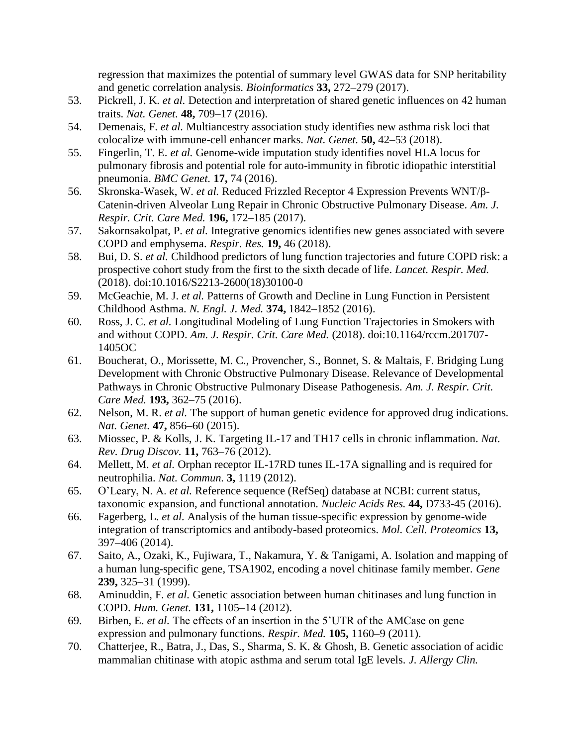regression that maximizes the potential of summary level GWAS data for SNP heritability and genetic correlation analysis. *Bioinformatics* **33,** 272–279 (2017).

53. Pickrell, J. K. *et al.* Detection and interpretation of shared genetic influences on 42 human traits. *Nat. Genet.* **48,** 709–17 (2016).
54. Demenais, F. *et al.* Multiancestry association study identifies new asthma risk loci that colocalize with immune-cell enhancer marks. *Nat. Genet.* **50,** 42–53 (2018).
55. Fingerlin, T. E. *et al.* Genome-wide imputation study identifies novel HLA locus for pulmonary fibrosis and potential role for auto-immunity in fibrotic idiopathic interstitial pneumonia. *BMC Genet.* **17,** 74 (2016).
56. Skronska-Wasek, W. *et al.* Reduced Frizzled Receptor 4 Expression Prevents WNT/β-Catenin-driven Alveolar Lung Repair in Chronic Obstructive Pulmonary Disease. *Am. J. Respir. Crit. Care Med.* **196,** 172–185 (2017).
57. Sakornsakolpat, P. *et al.* Integrative genomics identifies new genes associated with severe COPD and emphysema. *Respir. Res.* **19,** 46 (2018).
58. Bui, D. S. *et al.* Childhood predictors of lung function trajectories and future COPD risk: a prospective cohort study from the first to the sixth decade of life. *Lancet. Respir. Med.* (2018). doi:10.1016/S2213-2600(18)30100-0
59. McGeachie, M. J. *et al.* Patterns of Growth and Decline in Lung Function in Persistent Childhood Asthma. *N. Engl. J. Med.* **374,** 1842–1852 (2016).
60. Ross, J. C. *et al.* Longitudinal Modeling of Lung Function Trajectories in Smokers with and without COPD. *Am. J. Respir. Crit. Care Med.* (2018). doi:10.1164/rccm.201707-1405OC
61. Boucherat, O., Morissette, M. C., Provencher, S., Bonnet, S. & Maltais, F. Bridging Lung Development with Chronic Obstructive Pulmonary Disease. Relevance of Developmental Pathways in Chronic Obstructive Pulmonary Disease Pathogenesis. *Am. J. Respir. Crit. Care Med.* **193,** 362–75 (2016).
62. Nelson, M. R. *et al.* The support of human genetic evidence for approved drug indications. *Nat. Genet.* **47,** 856–60 (2015).
63. Miossec, P. & Kolls, J. K. Targeting IL-17 and TH17 cells in chronic inflammation. *Nat. Rev. Drug Discov.* **11,** 763–76 (2012).
64. Mellett, M. *et al.* Orphan receptor IL-17RD tunes IL-17A signalling and is required for neutrophilia. *Nat. Commun.* **3,** 1119 (2012).
65. O'Leary, N. A. *et al.* Reference sequence (RefSeq) database at NCBI: current status, taxonomic expansion, and functional annotation. *Nucleic Acids Res.* **44,** D733-45 (2016).
66. Fagerberg, L. *et al.* Analysis of the human tissue-specific expression by genome-wide integration of transcriptomics and antibody-based proteomics. *Mol. Cell. Proteomics* **13,** 397–406 (2014).
67. Saito, A., Ozaki, K., Fujiwara, T., Nakamura, Y. & Tanigami, A. Isolation and mapping of a human lung-specific gene, TSA1902, encoding a novel chitinase family member. *Gene* **239,** 325–31 (1999).
68. Aminuddin, F. *et al.* Genetic association between human chitinases and lung function in COPD. *Hum. Genet.* **131,** 1105–14 (2012).
69. Birben, E. *et al.* The effects of an insertion in the 5'UTR of the AMCase on gene expression and pulmonary functions. *Respir. Med.* **105,** 1160–9 (2011).
70. Chatterjee, R., Batra, J., Das, S., Sharma, S. K. & Ghosh, B. Genetic association of acidic mammalian chitinase with atopic asthma and serum total IgE levels. *J. Allergy Clin.*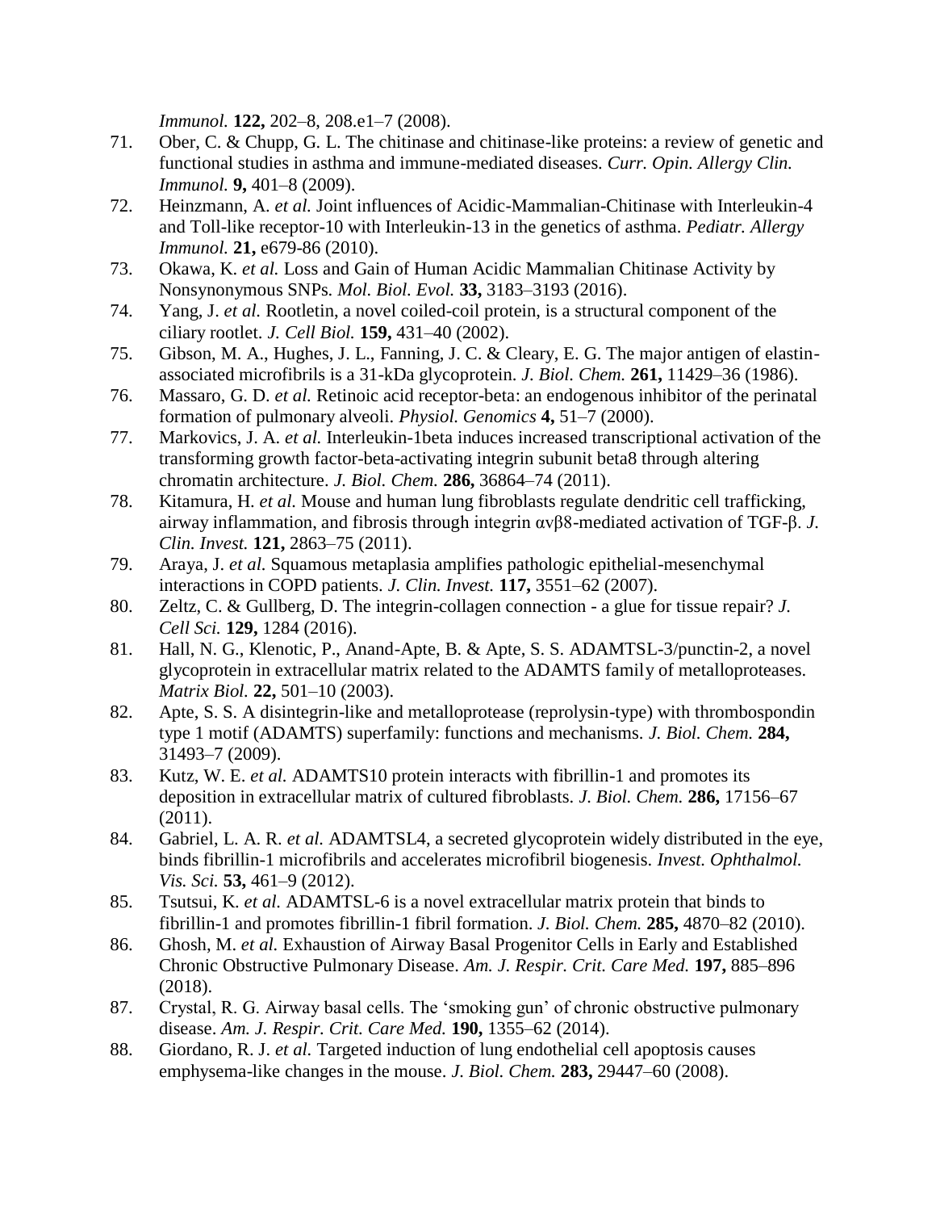*Immunol.* **122,** 202–8, 208.e1–7 (2008).

71. Ober, C. & Chupp, G. L. The chitinase and chitinase-like proteins: a review of genetic and functional studies in asthma and immune-mediated diseases. *Curr. Opin. Allergy Clin. Immunol.* **9,** 401–8 (2009).
72. Heinzmann, A. *et al.* Joint influences of Acidic-Mammalian-Chitinase with Interleukin-4 and Toll-like receptor-10 with Interleukin-13 in the genetics of asthma. *Pediatr. Allergy Immunol.* **21,** e679-86 (2010).
73. Okawa, K. *et al.* Loss and Gain of Human Acidic Mammalian Chitinase Activity by Nonsynonymous SNPs. *Mol. Biol. Evol.* **33,** 3183–3193 (2016).
74. Yang, J. *et al.* Rootletin, a novel coiled-coil protein, is a structural component of the ciliary rootlet. *J. Cell Biol.* **159,** 431–40 (2002).
75. Gibson, M. A., Hughes, J. L., Fanning, J. C. & Cleary, E. G. The major antigen of elastin-associated microfibrils is a 31-kDa glycoprotein. *J. Biol. Chem.* **261,** 11429–36 (1986).
76. Massaro, G. D. *et al.* Retinoic acid receptor-beta: an endogenous inhibitor of the perinatal formation of pulmonary alveoli. *Physiol. Genomics* **4,** 51–7 (2000).
77. Markovics, J. A. *et al.* Interleukin-1beta induces increased transcriptional activation of the transforming growth factor-beta-activating integrin subunit beta8 through altering chromatin architecture. *J. Biol. Chem.* **286,** 36864–74 (2011).
78. Kitamura, H. *et al.* Mouse and human lung fibroblasts regulate dendritic cell trafficking, airway inflammation, and fibrosis through integrin αvβ8-mediated activation of TGF-β. *J. Clin. Invest.* **121,** 2863–75 (2011).
79. Araya, J. *et al.* Squamous metaplasia amplifies pathologic epithelial-mesenchymal interactions in COPD patients. *J. Clin. Invest.* **117,** 3551–62 (2007).
80. Zeltz, C. & Gullberg, D. The integrin-collagen connection - a glue for tissue repair? *J. Cell Sci.* **129,** 1284 (2016).
81. Hall, N. G., Klenotic, P., Anand-Apte, B. & Apte, S. S. ADAMTSL-3/punctin-2, a novel glycoprotein in extracellular matrix related to the ADAMTS family of metalloproteases. *Matrix Biol.* **22,** 501–10 (2003).
82. Apte, S. S. A disintegrin-like and metalloprotease (reprolysin-type) with thrombospondin type 1 motif (ADAMTS) superfamily: functions and mechanisms. *J. Biol. Chem.* **284,** 31493–7 (2009).
83. Kutz, W. E. *et al.* ADAMTS10 protein interacts with fibrillin-1 and promotes its deposition in extracellular matrix of cultured fibroblasts. *J. Biol. Chem.* **286,** 17156–67 (2011).
84. Gabriel, L. A. R. *et al.* ADAMTSL4, a secreted glycoprotein widely distributed in the eye, binds fibrillin-1 microfibrils and accelerates microfibril biogenesis. *Invest. Ophthalmol. Vis. Sci.* **53,** 461–9 (2012).
85. Tsutsui, K. *et al.* ADAMTSL-6 is a novel extracellular matrix protein that binds to fibrillin-1 and promotes fibrillin-1 fibril formation. *J. Biol. Chem.* **285,** 4870–82 (2010).
86. Ghosh, M. *et al.* Exhaustion of Airway Basal Progenitor Cells in Early and Established Chronic Obstructive Pulmonary Disease. *Am. J. Respir. Crit. Care Med.* **197,** 885–896 (2018).
87. Crystal, R. G. Airway basal cells. The 'smoking gun' of chronic obstructive pulmonary disease. *Am. J. Respir. Crit. Care Med.* **190,** 1355–62 (2014).
88. Giordano, R. J. *et al.* Targeted induction of lung endothelial cell apoptosis causes emphysema-like changes in the mouse. *J. Biol. Chem.* **283,** 29447–60 (2008).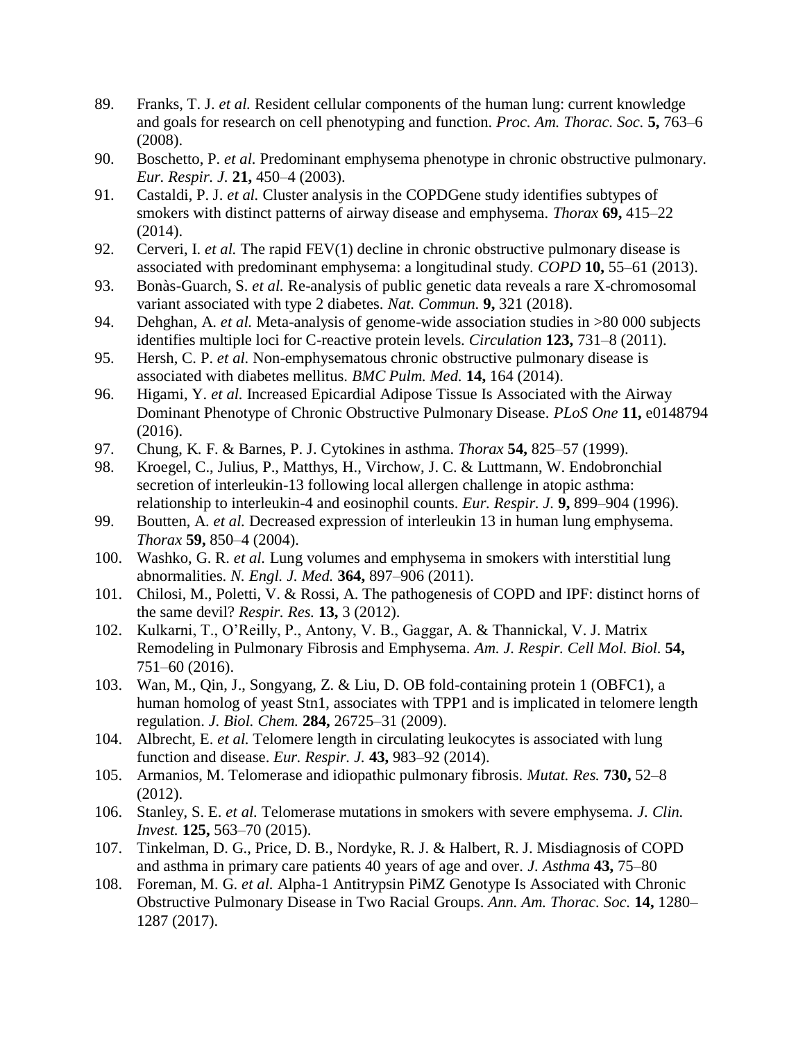89. Franks, T. J. *et al.* Resident cellular components of the human lung: current knowledge and goals for research on cell phenotyping and function. *Proc. Am. Thorac. Soc.* **5,** 763–6 (2008).
90. Boschetto, P. *et al.* Predominant emphysema phenotype in chronic obstructive pulmonary. *Eur. Respir. J.* **21,** 450–4 (2003).
91. Castaldi, P. J. *et al.* Cluster analysis in the COPDGene study identifies subtypes of smokers with distinct patterns of airway disease and emphysema. *Thorax* **69,** 415–22 (2014).
92. Cerveri, I. *et al.* The rapid FEV(1) decline in chronic obstructive pulmonary disease is associated with predominant emphysema: a longitudinal study. *COPD* **10,** 55–61 (2013).
93. Bonàs-Guarch, S. *et al.* Re-analysis of public genetic data reveals a rare X-chromosomal variant associated with type 2 diabetes. *Nat. Commun.* **9,** 321 (2018).
94. Dehghan, A. *et al.* Meta-analysis of genome-wide association studies in >80 000 subjects identifies multiple loci for C-reactive protein levels. *Circulation* **123,** 731–8 (2011).
95. Hersh, C. P. *et al.* Non-emphysematous chronic obstructive pulmonary disease is associated with diabetes mellitus. *BMC Pulm. Med.* **14,** 164 (2014).
96. Higami, Y. *et al.* Increased Epicardial Adipose Tissue Is Associated with the Airway Dominant Phenotype of Chronic Obstructive Pulmonary Disease. *PLoS One* **11,** e0148794 (2016).
97. Chung, K. F. & Barnes, P. J. Cytokines in asthma. *Thorax* **54,** 825–57 (1999).
98. Kroegel, C., Julius, P., Matthys, H., Virchow, J. C. & Luttmann, W. Endobronchial secretion of interleukin-13 following local allergen challenge in atopic asthma: relationship to interleukin-4 and eosinophil counts. *Eur. Respir. J.* **9,** 899–904 (1996).
99. Boutten, A. *et al.* Decreased expression of interleukin 13 in human lung emphysema. *Thorax* **59,** 850–4 (2004).
100. Washko, G. R. *et al.* Lung volumes and emphysema in smokers with interstitial lung abnormalities. *N. Engl. J. Med.* **364,** 897–906 (2011).
101. Chilosi, M., Poletti, V. & Rossi, A. The pathogenesis of COPD and IPF: distinct horns of the same devil? *Respir. Res.* **13,** 3 (2012).
102. Kulkarni, T., O'Reilly, P., Antony, V. B., Gaggar, A. & Thannickal, V. J. Matrix Remodeling in Pulmonary Fibrosis and Emphysema. *Am. J. Respir. Cell Mol. Biol.* **54,** 751–60 (2016).
103. Wan, M., Qin, J., Songyang, Z. & Liu, D. OB fold-containing protein 1 (OBFC1), a human homolog of yeast Stn1, associates with TPP1 and is implicated in telomere length regulation. *J. Biol. Chem.* **284,** 26725–31 (2009).
104. Albrecht, E. *et al.* Telomere length in circulating leukocytes is associated with lung function and disease. *Eur. Respir. J.* **43,** 983–92 (2014).
105. Armanios, M. Telomerase and idiopathic pulmonary fibrosis. *Mutat. Res.* **730,** 52–8 (2012).
106. Stanley, S. E. *et al.* Telomerase mutations in smokers with severe emphysema. *J. Clin. Invest.* **125,** 563–70 (2015).
107. Tinkelman, D. G., Price, D. B., Nordyke, R. J. & Halbert, R. J. Misdiagnosis of COPD and asthma in primary care patients 40 years of age and over. *J. Asthma* **43,** 75–80
108. Foreman, M. G. *et al.* Alpha-1 Antitrypsin PiMZ Genotype Is Associated with Chronic Obstructive Pulmonary Disease in Two Racial Groups. *Ann. Am. Thorac. Soc.* **14,** 1280–1287 (2017).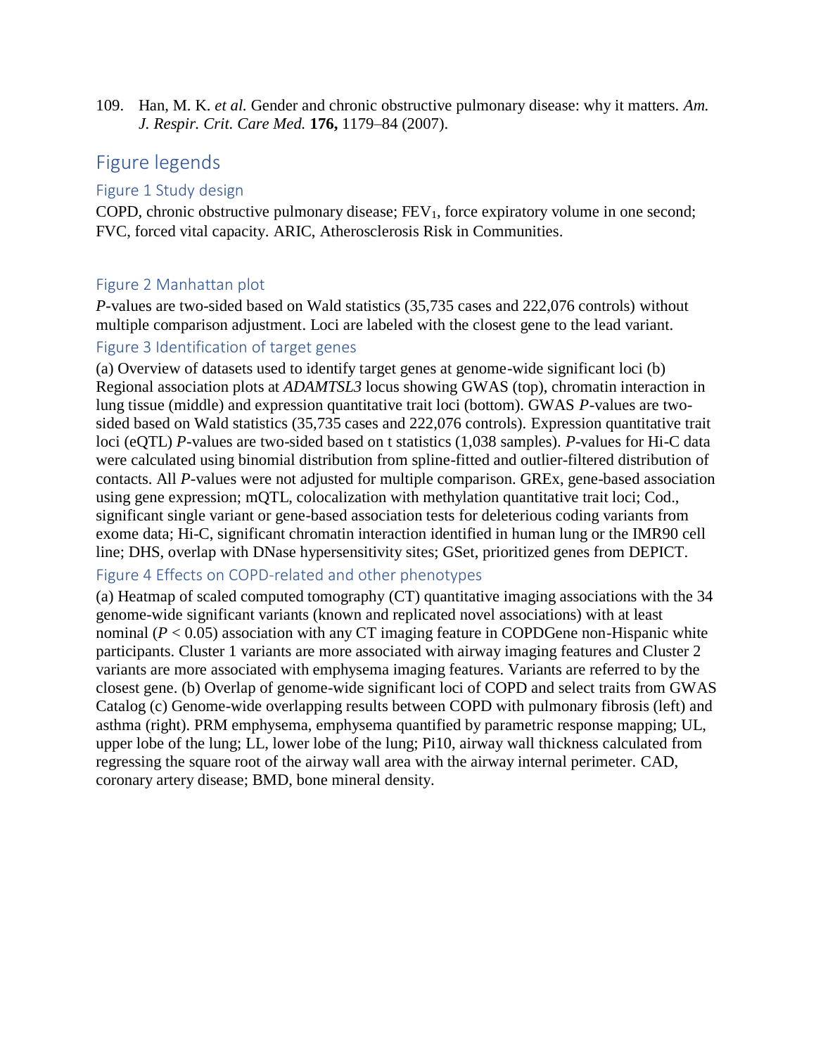109. Han, M. K. *et al.* Gender and chronic obstructive pulmonary disease: why it matters. *Am. J. Respir. Crit. Care Med.* **176,** 1179–84 (2007).

# Figure legends

## Figure 1 Study design

COPD, chronic obstructive pulmonary disease; $FEV_1$, force expiratory volume in one second; FVC, forced vital capacity. ARIC, Atherosclerosis Risk in Communities.

## Figure 2 Manhattan plot

*P*-values are two-sided based on Wald statistics (35,735 cases and 222,076 controls) without multiple comparison adjustment. Loci are labeled with the closest gene to the lead variant.

## Figure 3 Identification of target genes

(a) Overview of datasets used to identify target genes at genome-wide significant loci (b) Regional association plots at *ADAMTSL3* locus showing GWAS (top), chromatin interaction in lung tissue (middle) and expression quantitative trait loci (bottom). GWAS *P*-values are two-sided based on Wald statistics (35,735 cases and 222,076 controls). Expression quantitative trait loci (eQTL) *P*-values are two-sided based on t statistics (1,038 samples). *P*-values for Hi-C data were calculated using binomial distribution from spline-fitted and outlier-filtered distribution of contacts. All *P*-values were not adjusted for multiple comparison. GREx, gene-based association using gene expression; mQTL, colocalization with methylation quantitative trait loci; Cod., significant single variant or gene-based association tests for deleterious coding variants from exome data; Hi-C, significant chromatin interaction identified in human lung or the IMR90 cell line; DHS, overlap with DNase hypersensitivity sites; GSet, prioritized genes from DEPICT.

## Figure 4 Effects on COPD-related and other phenotypes

(a) Heatmap of scaled computed tomography (CT) quantitative imaging associations with the 34 genome-wide significant variants (known and replicated novel associations) with at least nominal ($P < 0.05$) association with any CT imaging feature in COPDGene non-Hispanic white participants. Cluster 1 variants are more associated with airway imaging features and Cluster 2 variants are more associated with emphysema imaging features. Variants are referred to by the closest gene. (b) Overlap of genome-wide significant loci of COPD and select traits from GWAS Catalog (c) Genome-wide overlapping results between COPD with pulmonary fibrosis (left) and asthma (right). PRM emphysema, emphysema quantified by parametric response mapping; UL, upper lobe of the lung; LL, lower lobe of the lung; Pi10, airway wall thickness calculated from regressing the square root of the airway wall area with the airway internal perimeter. CAD, coronary artery disease; BMD, bone mineral density.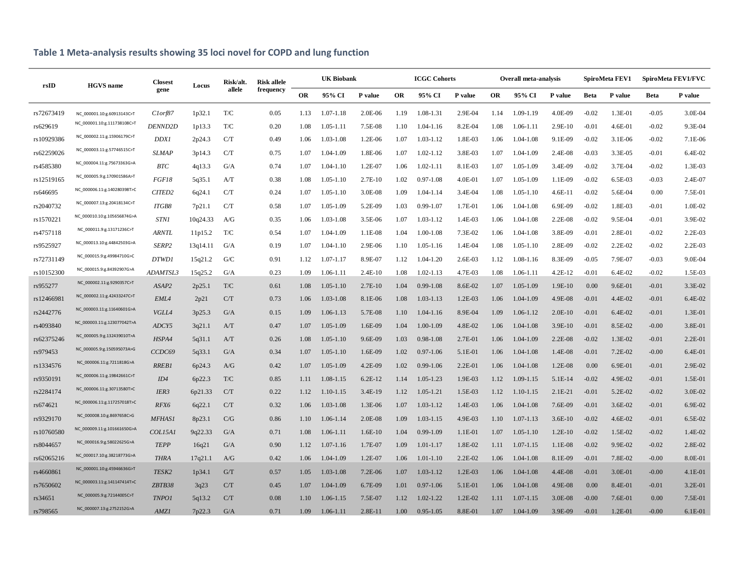## Table 1 Meta-analysis results showing 35 loci novel for COPD and lung function

| rsID | HGVS name | Closest gene | Locus | Risk/alt. allele | Risk allele frequency | UK Biobank | | | ICGC Cohorts | | | Overall meta-analysis | | | SpiroMeta FEV1 | | SpiroMeta FEV1/FVC | |
|---|---|---|---|---|---|---|---|---|---|---|---|---|---|---|---|---|---|---|
| | | | | | | OR | 95% CI | P value | OR | 95% CI | P value | OR | 95% CI | P value | Beta | P value | Beta | P value |
| rs72673419 | NC_000001.10:g.60913143C>T | *C1orf87* | 1p32.1 | T/C | 0.05 | 1.13 | 1.07-1.18 | 2.0E-06 | 1.19 | 1.08-1.31 | 2.9E-04 | 1.14 | 1.09-1.19 | 4.0E-09 | -0.02 | 1.3E-01 | -0.05 | 3.0E-04 |
| rs629619 | NC_000001.10:g.111738108C>T | *DENND2D* | 1p13.3 | T/C | 0.20 | 1.08 | 1.05-1.11 | 7.5E-08 | 1.10 | 1.04-1.16 | 8.2E-04 | 1.08 | 1.06-1.11 | 2.9E-10 | -0.01 | 4.6E-01 | -0.02 | 9.3E-04 |
| rs10929386 | NC_000002.11:g.15906179C>T | *DDX1* | 2p24.3 | C/T | 0.49 | 1.06 | 1.03-1.08 | 1.2E-06 | 1.07 | 1.03-1.12 | 1.8E-03 | 1.06 | 1.04-1.08 | 9.1E-09 | -0.02 | 3.1E-06 | -0.02 | 7.1E-06 |
| rs62259026 | NC_000003.11:g.57746515C>T | *SLMAP* | 3p14.3 | C/T | 0.75 | 1.07 | 1.04-1.09 | 1.8E-06 | 1.07 | 1.02-1.12 | 3.8E-03 | 1.07 | 1.04-1.09 | 2.4E-08 | -0.03 | 3.3E-05 | -0.01 | 6.4E-02 |
| rs4585380 | NC_000004.11:g.75673363G>A | *BTC* | 4q13.3 | G/A | 0.74 | 1.07 | 1.04-1.10 | 1.2E-07 | 1.06 | 1.02-1.11 | 8.1E-03 | 1.07 | 1.05-1.09 | 3.4E-09 | -0.02 | 3.7E-04 | -0.02 | 1.3E-03 |
| rs12519165 | NC_000005.9:g.170901586A>T | *FGF18* | 5q35.1 | A/T | 0.38 | 1.08 | 1.05-1.10 | 2.7E-10 | 1.02 | 0.97-1.08 | 4.0E-01 | 1.07 | 1.05-1.09 | 1.1E-09 | -0.02 | 6.5E-03 | -0.03 | 2.4E-07 |
| rs646695 | NC_000006.11:g.140280398T>C | *CITED2* | 6q24.1 | C/T | 0.24 | 1.07 | 1.05-1.10 | 3.0E-08 | 1.09 | 1.04-1.14 | 3.4E-04 | 1.08 | 1.05-1.10 | 4.6E-11 | -0.02 | 5.6E-04 | 0.00 | 7.5E-01 |
| rs2040732 | NC_000007.13:g.20418134C>T | *ITGB8* | 7p21.1 | C/T | 0.58 | 1.07 | 1.05-1.09 | 5.2E-09 | 1.03 | 0.99-1.07 | 1.7E-01 | 1.06 | 1.04-1.08 | 6.9E-09 | -0.02 | 1.8E-03 | -0.01 | 1.0E-02 |
| rs1570221 | NC_000010.10:g.105656874G>A | *STN1* | 10q24.33 | A/G | 0.35 | 1.06 | 1.03-1.08 | 3.5E-06 | 1.07 | 1.03-1.12 | 1.4E-03 | 1.06 | 1.04-1.08 | 2.2E-08 | -0.02 | 9.5E-04 | -0.01 | 3.9E-02 |
| rs4757118 | NC_000011.9:g.13171236C>T | *ARNTL* | 11p15.2 | T/C | 0.54 | 1.07 | 1.04-1.09 | 1.1E-08 | 1.04 | 1.00-1.08 | 7.3E-02 | 1.06 | 1.04-1.08 | 3.8E-09 | -0.01 | 2.8E-01 | -0.02 | 2.2E-03 |
| rs9525927 | NC_000013.10:g.44842503G>A | *SERP2* | 13q14.11 | G/A | 0.19 | 1.07 | 1.04-1.10 | 2.9E-06 | 1.10 | 1.05-1.16 | 1.4E-04 | 1.08 | 1.05-1.10 | 2.8E-09 | -0.02 | 2.2E-02 | -0.02 | 2.2E-03 |
| rs72731149 | NC_000015.9:g.49984710G>C | *DTWD1* | 15q21.2 | G/C | 0.91 | 1.12 | 1.07-1.17 | 8.9E-07 | 1.12 | 1.04-1.20 | 2.6E-03 | 1.12 | 1.08-1.16 | 8.3E-09 | -0.05 | 7.9E-07 | -0.03 | 9.0E-04 |
| rs10152300 | NC_000015.9:g.84392907G>A | *ADAMTSL3* | 15q25.2 | G/A | 0.23 | 1.09 | 1.06-1.11 | 2.4E-10 | 1.08 | 1.02-1.13 | 4.7E-03 | 1.08 | 1.06-1.11 | 4.2E-12 | -0.01 | 6.4E-02 | -0.02 | 1.5E-03 |
| rs955277 | NC_000002.11:g.9290357C>T | *ASAP2* | 2p25.1 | T/C | 0.61 | 1.08 | 1.05-1.10 | 2.7E-10 | 1.04 | 0.99-1.08 | 8.6E-02 | 1.07 | 1.05-1.09 | 1.9E-10 | 0.00 | 9.6E-01 | -0.01 | 3.3E-02 |
| rs12466981 | NC_000002.11:g.42433247C>T | *EML4* | 2p21 | C/T | 0.73 | 1.06 | 1.03-1.08 | 8.1E-06 | 1.08 | 1.03-1.13 | 1.2E-03 | 1.06 | 1.04-1.09 | 4.9E-08 | -0.01 | 4.4E-02 | -0.01 | 6.4E-02 |
| rs2442776 | NC_000003.11:g.11640601G>A | *VGLL4* | 3p25.3 | G/A | 0.15 | 1.09 | 1.06-1.13 | 5.7E-08 | 1.10 | 1.04-1.16 | 8.9E-04 | 1.09 | 1.06-1.12 | 2.0E-10 | -0.01 | 6.4E-02 | -0.01 | 1.3E-01 |
| rs4093840 | NC_000003.11:g.123077042T>A | *ADCY5* | 3q21.1 | A/T | 0.47 | 1.07 | 1.05-1.09 | 1.6E-09 | 1.04 | 1.00-1.09 | 4.8E-02 | 1.06 | 1.04-1.08 | 3.9E-10 | -0.01 | 8.5E-02 | -0.00 | 3.8E-01 |
| rs62375246 | NC_000005.9:g.132439010T>A | *HSPA4* | 5q31.1 | A/T | 0.26 | 1.08 | 1.05-1.10 | 9.6E-09 | 1.03 | 0.98-1.08 | 2.7E-01 | 1.06 | 1.04-1.09 | 2.2E-08 | -0.02 | 1.3E-02 | -0.01 | 2.2E-01 |
| rs979453 | NC_000005.9:g.150595073A>G | *CCDC69* | 5q33.1 | G/A | 0.34 | 1.07 | 1.05-1.10 | 1.6E-09 | 1.02 | 0.97-1.06 | 5.1E-01 | 1.06 | 1.04-1.08 | 1.4E-08 | -0.01 | 7.2E-02 | -0.00 | 6.4E-01 |
| rs1334576 | NC_000006.11:g.7211818G>A | *RREB1* | 6p24.3 | A/G | 0.42 | 1.07 | 1.05-1.09 | 4.2E-09 | 1.02 | 0.99-1.06 | 2.2E-01 | 1.06 | 1.04-1.08 | 1.2E-08 | 0.00 | 6.9E-01 | -0.01 | 2.9E-02 |
| rs9350191 | NC_000006.11:g.19842661C>T | *ID4* | 6p22.3 | T/C | 0.85 | 1.11 | 1.08-1.15 | 6.2E-12 | 1.14 | 1.05-1.23 | 1.9E-03 | 1.12 | 1.09-1.15 | 5.1E-14 | -0.02 | 4.9E-02 | -0.01 | 1.5E-01 |
| rs2284174 | NC_000006.11:g.30713580T>C | *IER3* | 6p21.33 | C/T | 0.22 | 1.12 | 1.10-1.15 | 3.4E-19 | 1.12 | 1.05-1.21 | 1.5E-03 | 1.12 | 1.10-1.15 | 2.1E-21 | -0.01 | 5.2E-02 | -0.02 | 3.0E-02 |
| rs674621 | NC_000006.11:g.117257018T>C | *RFX6* | 6q22.1 | C/T | 0.32 | 1.06 | 1.03-1.08 | 1.3E-06 | 1.07 | 1.03-1.12 | 1.4E-03 | 1.06 | 1.04-1.08 | 7.6E-09 | -0.01 | 3.6E-02 | -0.01 | 6.9E-02 |
| rs9329170 | NC_000008.10:g.8697658C>G | *MFHAS1* | 8p23.1 | C/G | 0.86 | 1.10 | 1.06-1.14 | 2.0E-08 | 1.09 | 1.03-1.15 | 4.9E-03 | 1.10 | 1.07-1.13 | 3.6E-10 | -0.02 | 4.6E-02 | -0.01 | 6.5E-02 |
| rs10760580 | NC_000009.11:g.101661650G>A | *COL15A1* | 9q22.33 | G/A | 0.71 | 1.08 | 1.06-1.11 | 1.6E-10 | 1.04 | 0.99-1.09 | 1.1E-01 | 1.07 | 1.05-1.10 | 1.2E-10 | -0.02 | 1.5E-02 | -0.02 | 1.4E-02 |
| rs8044657 | NC_000016.9:g.58022625G>A | *TEPP* | 16q21 | G/A | 0.90 | 1.12 | 1.07-1.16 | 1.7E-07 | 1.09 | 1.01-1.17 | 1.8E-02 | 1.11 | 1.07-1.15 | 1.1E-08 | -0.02 | 9.9E-02 | -0.02 | 2.8E-02 |
| rs62065216 | NC_000017.10:g.38218773G>A | *THRA* | 17q21.1 | A/G | 0.42 | 1.06 | 1.04-1.09 | 1.2E-07 | 1.06 | 1.01-1.10 | 2.2E-02 | 1.06 | 1.04-1.08 | 8.1E-09 | -0.01 | 7.8E-02 | -0.00 | 8.0E-01 |
| rs4660861 | NC_000001.10:g.45946636G>T | *TESK2* | 1p34.1 | G/T | 0.57 | 1.05 | 1.03-1.08 | 7.2E-06 | 1.07 | 1.03-1.12 | 1.2E-03 | 1.06 | 1.04-1.08 | 4.4E-08 | -0.01 | 3.0E-01 | -0.00 | 4.1E-01 |
| rs7650602 | NC_000003.11:g.141147414T>C | *ZBTB38* | 3q23 | C/T | 0.45 | 1.07 | 1.04-1.09 | 6.7E-09 | 1.01 | 0.97-1.06 | 5.1E-01 | 1.06 | 1.04-1.08 | 4.9E-08 | 0.00 | 8.4E-01 | -0.01 | 3.2E-01 |
| rs34651 | NC_000005.9:g.72144005C>T | *TNPO1* | 5q13.2 | C/T | 0.08 | 1.10 | 1.06-1.15 | 7.5E-07 | 1.12 | 1.02-1.22 | 1.2E-02 | 1.11 | 1.07-1.15 | 3.0E-08 | -0.00 | 7.6E-01 | 0.00 | 7.5E-01 |
| rs798565 | NC_000007.13:g.2752152G>A | *AMZ1* | 7p22.3 | G/A | 0.71 | 1.09 | 1.06-1.11 | 2.8E-11 | 1.00 | 0.95-1.05 | 8.8E-01 | 1.07 | 1.04-1.09 | 3.9E-09 | -0.01 | 1.2E-01 | -0.00 | 6.1E-01 |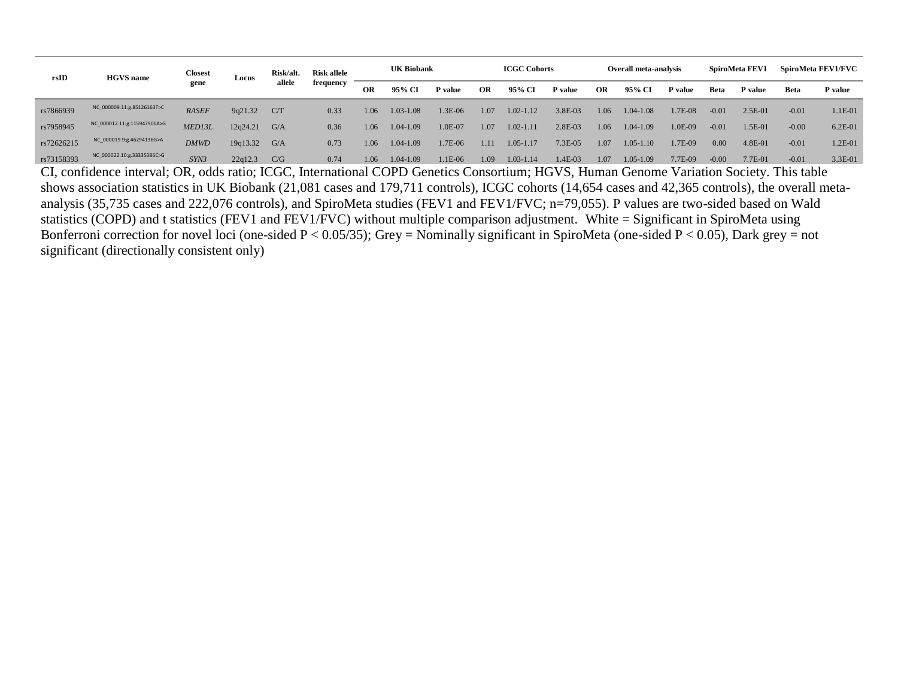| rsID | HGVS name | Closest gene | Locus | Risk/alt. allele | Risk allele frequency | UK Biobank | | | ICGC Cohorts | | | Overall meta-analysis | | | SpiroMeta FEV1 | | SpiroMeta FEV1/FVC | |
|---|---|---|---|---|---|---|---|---|---|---|---|---|---|---|---|---|---|---|
| | | | | | | OR | 95% CI | P value | OR | 95% CI | P value | OR | 95% CI | P value | Beta | P value | Beta | P value |
| rs7866939 | NC_000009.11:g.85126163T>C | *RASEF* | 9q21.32 | C/T | 0.33 | 1.06 | 1.03-1.08 | 1.3E-06 | 1.07 | 1.02-1.12 | 3.8E-03 | 1.06 | 1.04-1.08 | 1.7E-08 | -0.01 | 2.5E-01 | -0.01 | 1.1E-01 |
| rs7958945 | NC_000012.11:g.115947901A>G | *MED13L* | 12q24.21 | G/A | 0.36 | 1.06 | 1.04-1.09 | 1.0E-07 | 1.07 | 1.02-1.11 | 2.8E-03 | 1.06 | 1.04-1.09 | 1.0E-09 | -0.01 | 1.5E-01 | -0.00 | 6.2E-01 |
| rs72626215 | NC_000019.9:g.46294136G>A | *DMWD* | 19q13.32 | G/A | 0.73 | 1.06 | 1.04-1.09 | 1.7E-06 | 1.11 | 1.05-1.17 | 7.3E-05 | 1.07 | 1.05-1.10 | 1.7E-09 | 0.00 | 4.8E-01 | -0.01 | 1.2E-01 |
| rs73158393 | NC_000022.10:g.33335386C>G | *SYN3* | 22q12.3 | C/G | 0.74 | 1.06 | 1.04-1.09 | 1.1E-06 | 1.09 | 1.03-1.14 | 1.4E-03 | 1.07 | 1.05-1.09 | 7.7E-09 | -0.00 | 7.7E-01 | -0.01 | 3.3E-01 |

CI, confidence interval; OR, odds ratio; ICGC, International COPD Genetics Consortium; HGVS, Human Genome Variation Society. This table shows association statistics in UK Biobank (21,081 cases and 179,711 controls), ICGC cohorts (14,654 cases and 42,365 controls), the overall meta-analysis (35,735 cases and 222,076 controls), and SpiroMeta studies (FEV1 and FEV1/FVC; n=79,055). P values are two-sided based on Wald statistics (COPD) and t statistics (FEV1 and FEV1/FVC) without multiple comparison adjustment. White = Significant in SpiroMeta using Bonferroni correction for novel loci (one-sided $P < 0.05/35$); Grey = Nominally significant in SpiroMeta (one-sided $P < 0.05$), Dark grey = not significant (directionally consistent only)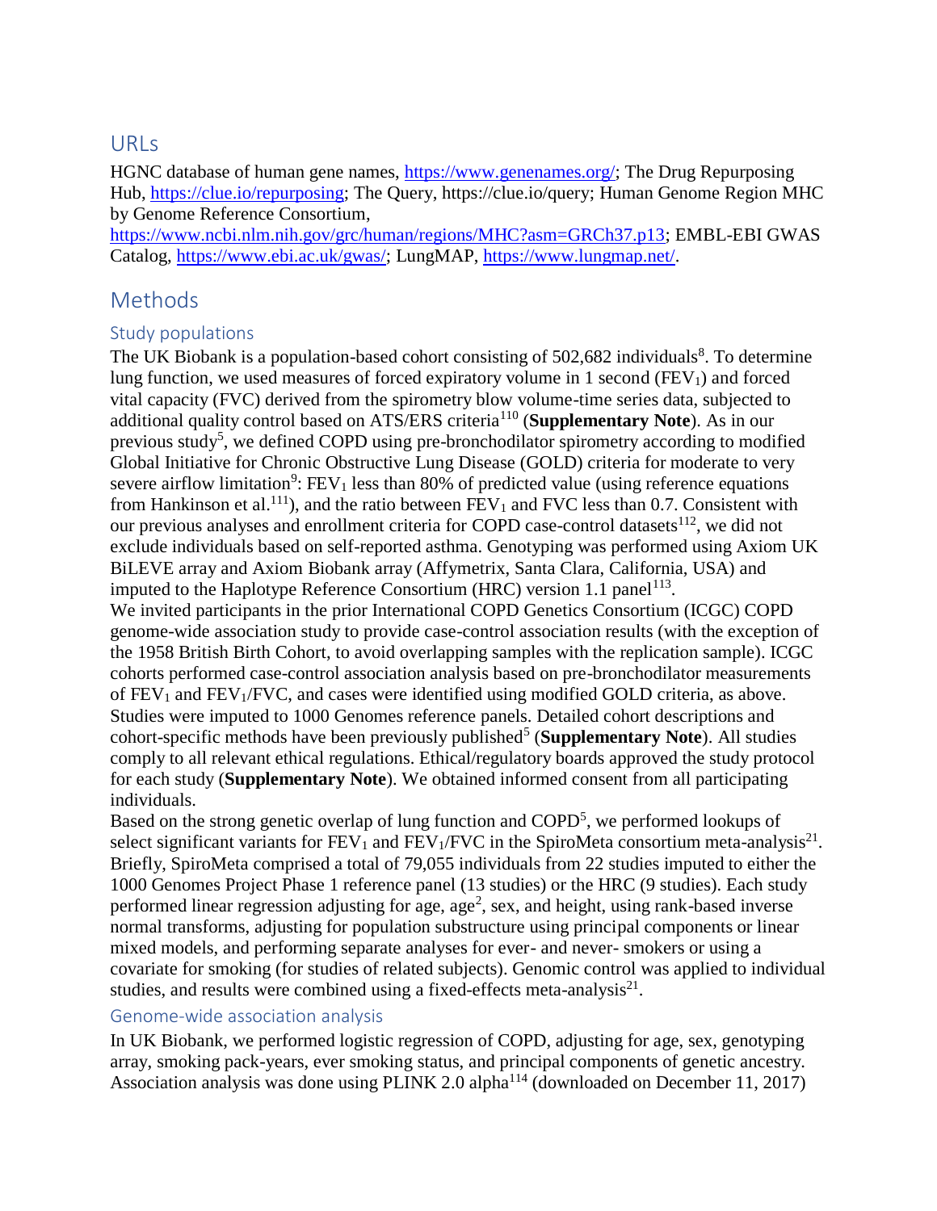## URLs

HGNC database of human gene names, https://www.genenames.org/; The Drug Repurposing Hub, https://clue.io/repurposing; The Query, https://clue.io/query; Human Genome Region MHC by Genome Reference Consortium, https://www.ncbi.nlm.nih.gov/grc/human/regions/MHC?asm=GRCh37.p13; EMBL-EBI GWAS Catalog, https://www.ebi.ac.uk/gwas/; LungMAP, https://www.lungmap.net/.

## Methods

### Study populations

The UK Biobank is a population-based cohort consisting of 502,682 individuals[8]. To determine lung function, we used measures of forced expiratory volume in 1 second ($FEV_1$) and forced vital capacity (FVC) derived from the spirometry blow volume-time series data, subjected to additional quality control based on ATS/ERS criteria[110] (**Supplementary Note**). As in our previous study[5], we defined COPD using pre-bronchodilator spirometry according to modified Global Initiative for Chronic Obstructive Lung Disease (GOLD) criteria for moderate to very severe airflow limitation[9]: $FEV_1$ less than 80% of predicted value (using reference equations from Hankinson et al.[111]), and the ratio between $FEV_1$ and FVC less than 0.7. Consistent with our previous analyses and enrollment criteria for COPD case-control datasets[112], we did not exclude individuals based on self-reported asthma. Genotyping was performed using Axiom UK BiLEVE array and Axiom Biobank array (Affymetrix, Santa Clara, California, USA) and imputed to the Haplotype Reference Consortium (HRC) version 1.1 panel[113].

We invited participants in the prior International COPD Genetics Consortium (ICGC) COPD genome-wide association study to provide case-control association results (with the exception of the 1958 British Birth Cohort, to avoid overlapping samples with the replication sample). ICGC cohorts performed case-control association analysis based on pre-bronchodilator measurements of $FEV_1$ and $FEV_1$/FVC, and cases were identified using modified GOLD criteria, as above. Studies were imputed to 1000 Genomes reference panels. Detailed cohort descriptions and cohort-specific methods have been previously published[5] (**Supplementary Note**). All studies comply to all relevant ethical regulations. Ethical/regulatory boards approved the study protocol for each study (**Supplementary Note**). We obtained informed consent from all participating individuals.

Based on the strong genetic overlap of lung function and COPD[5], we performed lookups of select significant variants for $FEV_1$ and $FEV_1$/FVC in the SpiroMeta consortium meta-analysis[21]. Briefly, SpiroMeta comprised a total of 79,055 individuals from 22 studies imputed to either the 1000 Genomes Project Phase 1 reference panel (13 studies) or the HRC (9 studies). Each study performed linear regression adjusting for age, $age^2$, sex, and height, using rank-based inverse normal transforms, adjusting for population substructure using principal components or linear mixed models, and performing separate analyses for ever- and never- smokers or using a covariate for smoking (for studies of related subjects). Genomic control was applied to individual studies, and results were combined using a fixed-effects meta-analysis[21].

### Genome-wide association analysis

In UK Biobank, we performed logistic regression of COPD, adjusting for age, sex, genotyping array, smoking pack-years, ever smoking status, and principal components of genetic ancestry. Association analysis was done using PLINK 2.0 alpha[114] (downloaded on December 11, 2017)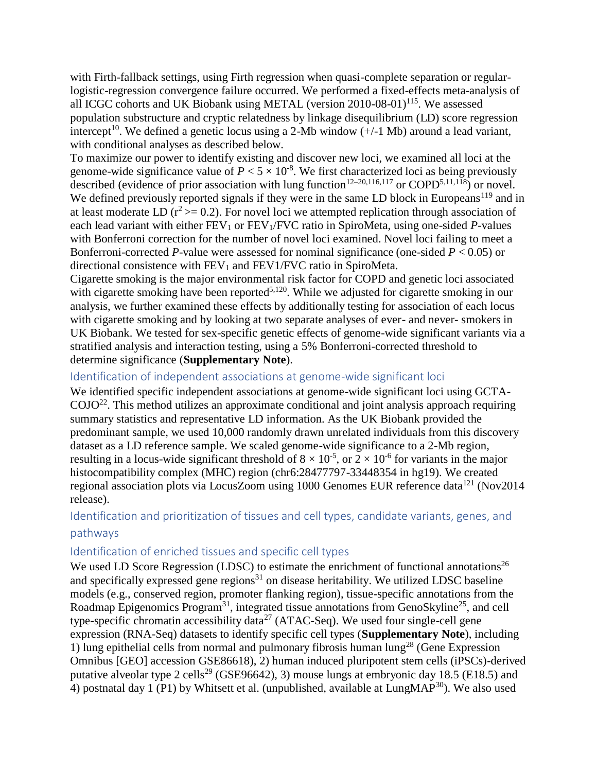with Firth-fallback settings, using Firth regression when quasi-complete separation or regular-logistic-regression convergence failure occurred. We performed a fixed-effects meta-analysis of all ICGC cohorts and UK Biobank using METAL (version 2010-08-01)[115]. We assessed population substructure and cryptic relatedness by linkage disequilibrium (LD) score regression intercept[10]. We defined a genetic locus using a 2-Mb window (+/-1 Mb) around a lead variant, with conditional analyses as described below.

To maximize our power to identify existing and discover new loci, we examined all loci at the genome-wide significance value of $P < 5 \times 10^{-8}$. We first characterized loci as being previously described (evidence of prior association with lung function[12–20,116,117] or COPD[5,11,118]) or novel. We defined previously reported signals if they were in the same LD block in Europeans[119] and in at least moderate LD ($r^2 >= 0.2$). For novel loci we attempted replication through association of each lead variant with either $FEV_1$ or $FEV_1$/FVC ratio in SpiroMeta, using one-sided *P*-values with Bonferroni correction for the number of novel loci examined. Novel loci failing to meet a Bonferroni-corrected *P*-value were assessed for nominal significance (one-sided $P < 0.05$) or directional consistence with $FEV_1$ and FEV1/FVC ratio in SpiroMeta.

Cigarette smoking is the major environmental risk factor for COPD and genetic loci associated with cigarette smoking have been reported[5,120]. While we adjusted for cigarette smoking in our analysis, we further examined these effects by additionally testing for association of each locus with cigarette smoking and by looking at two separate analyses of ever- and never- smokers in UK Biobank. We tested for sex-specific genetic effects of genome-wide significant variants via a stratified analysis and interaction testing, using a 5% Bonferroni-corrected threshold to determine significance (**Supplementary Note**).

## Identification of independent associations at genome-wide significant loci

We identified specific independent associations at genome-wide significant loci using GCTA-COJO[22]. This method utilizes an approximate conditional and joint analysis approach requiring summary statistics and representative LD information. As the UK Biobank provided the predominant sample, we used 10,000 randomly drawn unrelated individuals from this discovery dataset as a LD reference sample. We scaled genome-wide significance to a 2-Mb region, resulting in a locus-wide significant threshold of $8 \times 10^{-5}$, or $2 \times 10^{-6}$ for variants in the major histocompatibility complex (MHC) region (chr6:28477797-33448354 in hg19). We created regional association plots via LocusZoom using 1000 Genomes EUR reference data[121] (Nov2014 release).

## Identification and prioritization of tissues and cell types, candidate variants, genes, and pathways

### Identification of enriched tissues and specific cell types

We used LD Score Regression (LDSC) to estimate the enrichment of functional annotations[26] and specifically expressed gene regions[31] on disease heritability. We utilized LDSC baseline models (e.g., conserved region, promoter flanking region), tissue-specific annotations from the Roadmap Epigenomics Program[31], integrated tissue annotations from GenoSkyline[25], and cell type-specific chromatin accessibility data[27] (ATAC-Seq). We used four single-cell gene expression (RNA-Seq) datasets to identify specific cell types (**Supplementary Note**), including 1) lung epithelial cells from normal and pulmonary fibrosis human lung[28] (Gene Expression Omnibus [GEO] accession GSE86618), 2) human induced pluripotent stem cells (iPSCs)-derived putative alveolar type 2 cells[29] (GSE96642), 3) mouse lungs at embryonic day 18.5 (E18.5) and 4) postnatal day 1 (P1) by Whitsett et al. (unpublished, available at LungMAP[30]). We also used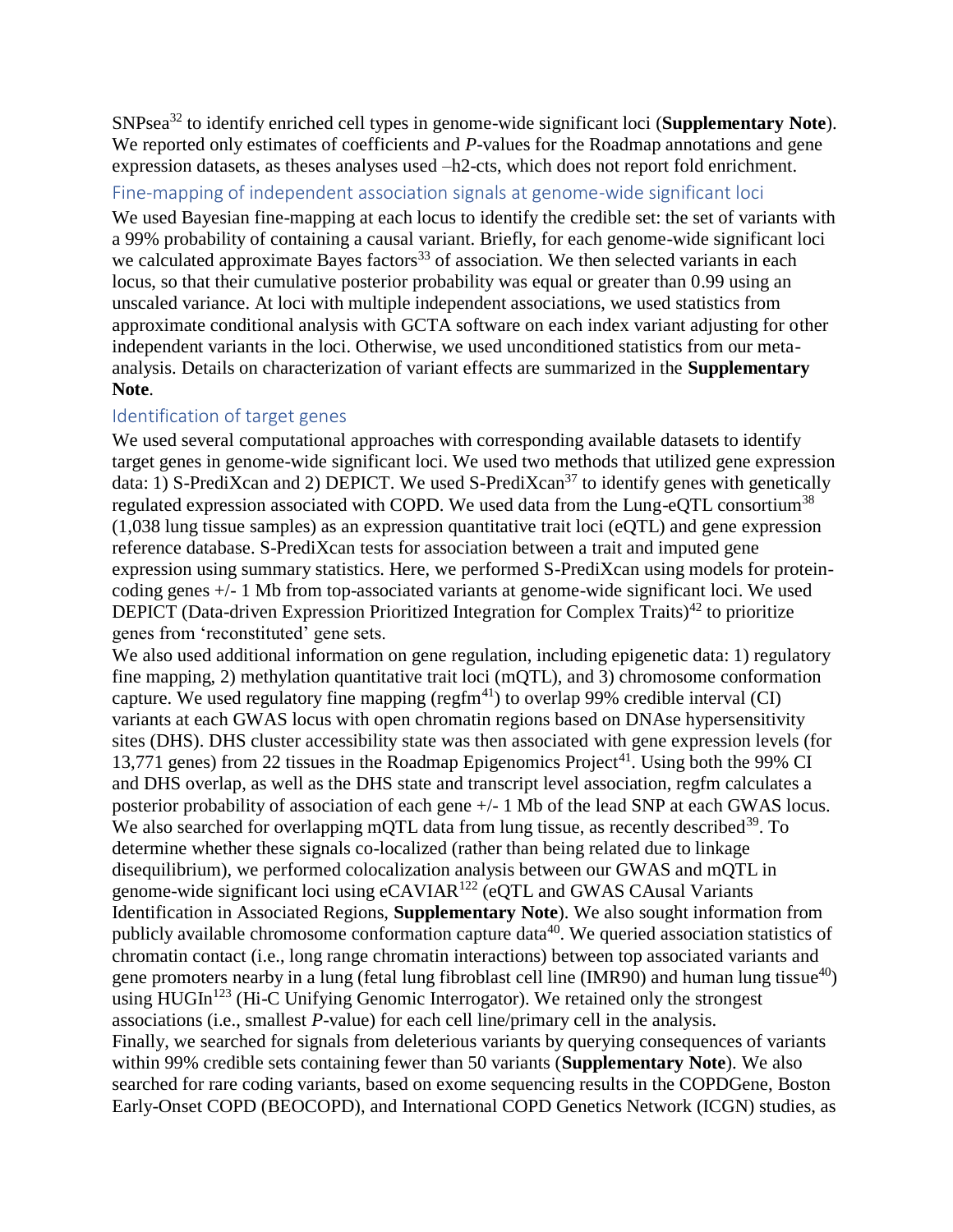SNPsea[32] to identify enriched cell types in genome-wide significant loci (**Supplementary Note**). We reported only estimates of coefficients and *P*-values for the Roadmap annotations and gene expression datasets, as theses analyses used –h2-cts, which does not report fold enrichment.

### Fine-mapping of independent association signals at genome-wide significant loci

We used Bayesian fine-mapping at each locus to identify the credible set: the set of variants with a 99% probability of containing a causal variant. Briefly, for each genome-wide significant loci we calculated approximate Bayes factors[33] of association. We then selected variants in each locus, so that their cumulative posterior probability was equal or greater than 0.99 using an unscaled variance. At loci with multiple independent associations, we used statistics from approximate conditional analysis with GCTA software on each index variant adjusting for other independent variants in the loci. Otherwise, we used unconditioned statistics from our meta-analysis. Details on characterization of variant effects are summarized in the **Supplementary Note**.

### Identification of target genes

We used several computational approaches with corresponding available datasets to identify target genes in genome-wide significant loci. We used two methods that utilized gene expression data: 1) S-PrediXcan and 2) DEPICT. We used S-PrediXcan[37] to identify genes with genetically regulated expression associated with COPD. We used data from the Lung-eQTL consortium[38] (1,038 lung tissue samples) as an expression quantitative trait loci (eQTL) and gene expression reference database. S-PrediXcan tests for association between a trait and imputed gene expression using summary statistics. Here, we performed S-PrediXcan using models for protein-coding genes +/- 1 Mb from top-associated variants at genome-wide significant loci. We used DEPICT (Data-driven Expression Prioritized Integration for Complex Traits)[42] to prioritize genes from 'reconstituted' gene sets.

We also used additional information on gene regulation, including epigenetic data: 1) regulatory fine mapping, 2) methylation quantitative trait loci (mQTL), and 3) chromosome conformation capture. We used regulatory fine mapping (regfm[41]) to overlap 99% credible interval (CI) variants at each GWAS locus with open chromatin regions based on DNAse hypersensitivity sites (DHS). DHS cluster accessibility state was then associated with gene expression levels (for 13,771 genes) from 22 tissues in the Roadmap Epigenomics Project[41]. Using both the 99% CI and DHS overlap, as well as the DHS state and transcript level association, regfm calculates a posterior probability of association of each gene +/- 1 Mb of the lead SNP at each GWAS locus. We also searched for overlapping mQTL data from lung tissue, as recently described[39]. To determine whether these signals co-localized (rather than being related due to linkage disequilibrium), we performed colocalization analysis between our GWAS and mQTL in genome-wide significant loci using eCAVIAR[122] (eQTL and GWAS CAusal Variants Identification in Associated Regions, **Supplementary Note**). We also sought information from publicly available chromosome conformation capture data[40]. We queried association statistics of chromatin contact (i.e., long range chromatin interactions) between top associated variants and gene promoters nearby in a lung (fetal lung fibroblast cell line (IMR90) and human lung tissue[40]) using HUGIn[123] (Hi-C Unifying Genomic Interrogator). We retained only the strongest associations (i.e., smallest *P*-value) for each cell line/primary cell in the analysis.

Finally, we searched for signals from deleterious variants by querying consequences of variants within 99% credible sets containing fewer than 50 variants (**Supplementary Note**). We also searched for rare coding variants, based on exome sequencing results in the COPDGene, Boston Early-Onset COPD (BEOCOPD), and International COPD Genetics Network (ICGN) studies, as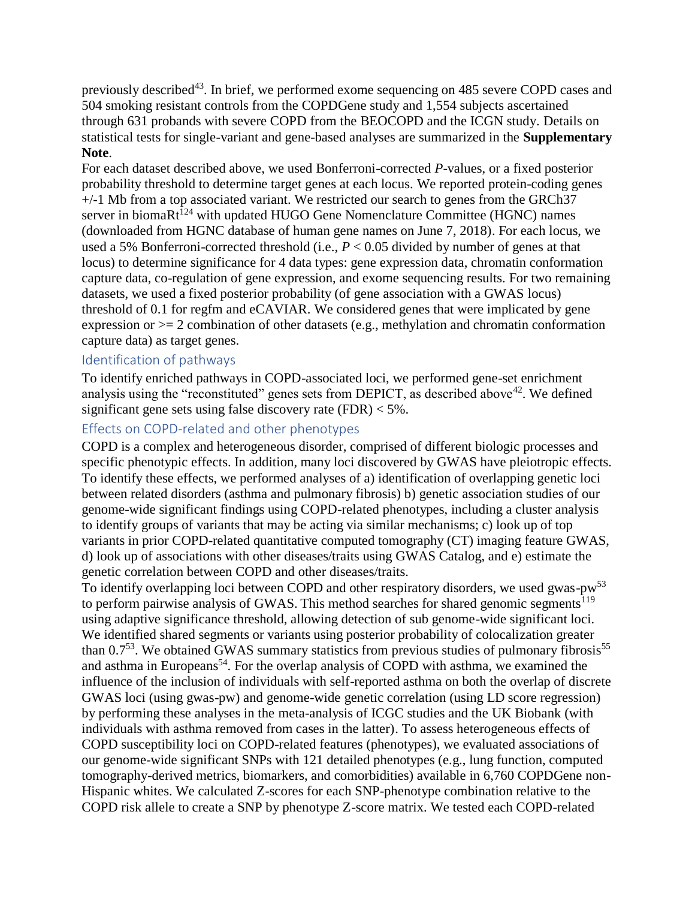previously described[43]. In brief, we performed exome sequencing on 485 severe COPD cases and 504 smoking resistant controls from the COPDGene study and 1,554 subjects ascertained through 631 probands with severe COPD from the BEOCOPD and the ICGN study. Details on statistical tests for single-variant and gene-based analyses are summarized in the **Supplementary Note**.

For each dataset described above, we used Bonferroni-corrected *P*-values, or a fixed posterior probability threshold to determine target genes at each locus. We reported protein-coding genes +/-1 Mb from a top associated variant. We restricted our search to genes from the GRCh37 server in biomaRt[124] with updated HUGO Gene Nomenclature Committee (HGNC) names (downloaded from HGNC database of human gene names on June 7, 2018). For each locus, we used a 5% Bonferroni-corrected threshold (i.e., $P < 0.05$ divided by number of genes at that locus) to determine significance for 4 data types: gene expression data, chromatin conformation capture data, co-regulation of gene expression, and exome sequencing results. For two remaining datasets, we used a fixed posterior probability (of gene association with a GWAS locus) threshold of 0.1 for regfm and eCAVIAR. We considered genes that were implicated by gene expression or >= 2 combination of other datasets (e.g., methylation and chromatin conformation capture data) as target genes.

## Identification of pathways

To identify enriched pathways in COPD-associated loci, we performed gene-set enrichment analysis using the "reconstituted" genes sets from DEPICT, as described above[42]. We defined significant gene sets using false discovery rate (FDR) < 5%.

## Effects on COPD-related and other phenotypes

COPD is a complex and heterogeneous disorder, comprised of different biologic processes and specific phenotypic effects. In addition, many loci discovered by GWAS have pleiotropic effects. To identify these effects, we performed analyses of a) identification of overlapping genetic loci between related disorders (asthma and pulmonary fibrosis) b) genetic association studies of our genome-wide significant findings using COPD-related phenotypes, including a cluster analysis to identify groups of variants that may be acting via similar mechanisms; c) look up of top variants in prior COPD-related quantitative computed tomography (CT) imaging feature GWAS, d) look up of associations with other diseases/traits using GWAS Catalog, and e) estimate the genetic correlation between COPD and other diseases/traits.

To identify overlapping loci between COPD and other respiratory disorders, we used gwas-pw[53] to perform pairwise analysis of GWAS. This method searches for shared genomic segments[119] using adaptive significance threshold, allowing detection of sub genome-wide significant loci. We identified shared segments or variants using posterior probability of colocalization greater than 0.7[53]. We obtained GWAS summary statistics from previous studies of pulmonary fibrosis[55] and asthma in Europeans[54]. For the overlap analysis of COPD with asthma, we examined the influence of the inclusion of individuals with self-reported asthma on both the overlap of discrete GWAS loci (using gwas-pw) and genome-wide genetic correlation (using LD score regression) by performing these analyses in the meta-analysis of ICGC studies and the UK Biobank (with individuals with asthma removed from cases in the latter). To assess heterogeneous effects of COPD susceptibility loci on COPD-related features (phenotypes), we evaluated associations of our genome-wide significant SNPs with 121 detailed phenotypes (e.g., lung function, computed tomography-derived metrics, biomarkers, and comorbidities) available in 6,760 COPDGene non-Hispanic whites. We calculated Z-scores for each SNP-phenotype combination relative to the COPD risk allele to create a SNP by phenotype Z-score matrix. We tested each COPD-related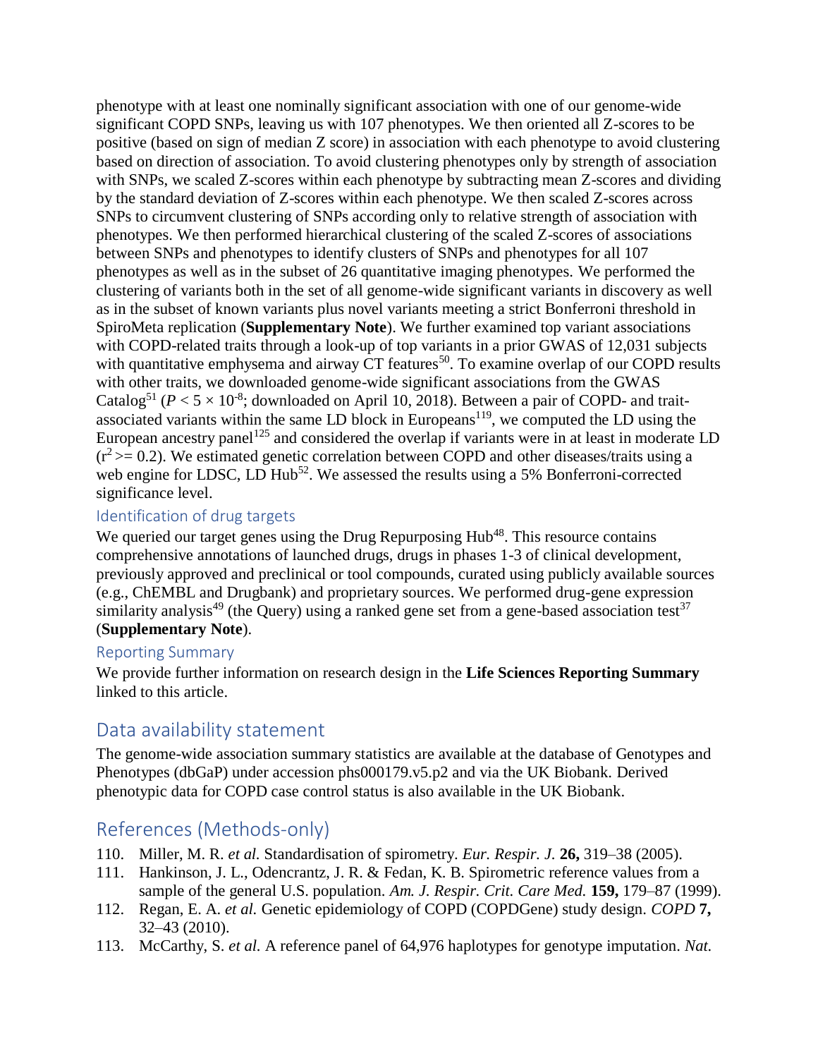phenotype with at least one nominally significant association with one of our genome-wide significant COPD SNPs, leaving us with 107 phenotypes. We then oriented all Z-scores to be positive (based on sign of median Z score) in association with each phenotype to avoid clustering based on direction of association. To avoid clustering phenotypes only by strength of association with SNPs, we scaled Z-scores within each phenotype by subtracting mean Z-scores and dividing by the standard deviation of Z-scores within each phenotype. We then scaled Z-scores across SNPs to circumvent clustering of SNPs according only to relative strength of association with phenotypes. We then performed hierarchical clustering of the scaled Z-scores of associations between SNPs and phenotypes to identify clusters of SNPs and phenotypes for all 107 phenotypes as well as in the subset of 26 quantitative imaging phenotypes. We performed the clustering of variants both in the set of all genome-wide significant variants in discovery as well as in the subset of known variants plus novel variants meeting a strict Bonferroni threshold in SpiroMeta replication (**Supplementary Note**). We further examined top variant associations with COPD-related traits through a look-up of top variants in a prior GWAS of 12,031 subjects with quantitative emphysema and airway CT features[50]. To examine overlap of our COPD results with other traits, we downloaded genome-wide significant associations from the GWAS Catalog[51] ($P < 5 \times 10^{-8}$; downloaded on April 10, 2018). Between a pair of COPD- and trait-associated variants within the same LD block in Europeans[119], we computed the LD using the European ancestry panel[125] and considered the overlap if variants were in at least in moderate LD ($r^2 >= 0.2$). We estimated genetic correlation between COPD and other diseases/traits using a web engine for LDSC, LD Hub[52]. We assessed the results using a 5% Bonferroni-corrected significance level.

### Identification of drug targets

We queried our target genes using the Drug Repurposing Hub[48]. This resource contains comprehensive annotations of launched drugs, drugs in phases 1-3 of clinical development, previously approved and preclinical or tool compounds, curated using publicly available sources (e.g., ChEMBL and Drugbank) and proprietary sources. We performed drug-gene expression similarity analysis[49] (the Query) using a ranked gene set from a gene-based association test[37] (**Supplementary Note**).

### Reporting Summary

We provide further information on research design in the **Life Sciences Reporting Summary** linked to this article.

## Data availability statement

The genome-wide association summary statistics are available at the database of Genotypes and Phenotypes (dbGaP) under accession phs000179.v5.p2 and via the UK Biobank. Derived phenotypic data for COPD case control status is also available in the UK Biobank.

## References (Methods-only)

110. Miller, M. R. *et al.* Standardisation of spirometry. *Eur. Respir. J.* **26,** 319–38 (2005).
111. Hankinson, J. L., Odencrantz, J. R. & Fedan, K. B. Spirometric reference values from a sample of the general U.S. population. *Am. J. Respir. Crit. Care Med.* **159,** 179–87 (1999).
112. Regan, E. A. *et al.* Genetic epidemiology of COPD (COPDGene) study design. *COPD* **7,** 32–43 (2010).
113. McCarthy, S. *et al.* A reference panel of 64,976 haplotypes for genotype imputation. *Nat.*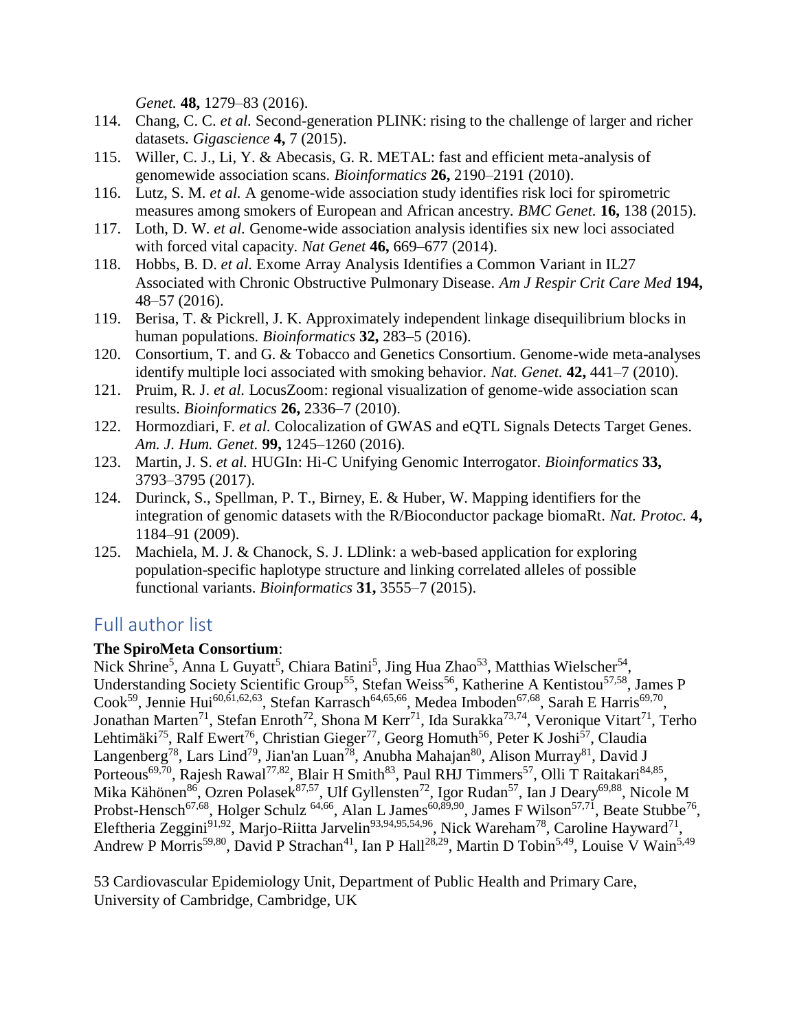*Genet.* **48,** 1279–83 (2016).

114. Chang, C. C. *et al.* Second-generation PLINK: rising to the challenge of larger and richer datasets. *Gigascience* **4,** 7 (2015).
115. Willer, C. J., Li, Y. & Abecasis, G. R. METAL: fast and efficient meta-analysis of genomewide association scans. *Bioinformatics* **26,** 2190–2191 (2010).
116. Lutz, S. M. *et al.* A genome-wide association study identifies risk loci for spirometric measures among smokers of European and African ancestry. *BMC Genet.* **16,** 138 (2015).
117. Loth, D. W. *et al.* Genome-wide association analysis identifies six new loci associated with forced vital capacity. *Nat Genet* **46,** 669–677 (2014).
118. Hobbs, B. D. *et al.* Exome Array Analysis Identifies a Common Variant in IL27 Associated with Chronic Obstructive Pulmonary Disease. *Am J Respir Crit Care Med* **194,** 48–57 (2016).
119. Berisa, T. & Pickrell, J. K. Approximately independent linkage disequilibrium blocks in human populations. *Bioinformatics* **32,** 283–5 (2016).
120. Consortium, T. and G. & Tobacco and Genetics Consortium. Genome-wide meta-analyses identify multiple loci associated with smoking behavior. *Nat. Genet.* **42,** 441–7 (2010).
121. Pruim, R. J. *et al.* LocusZoom: regional visualization of genome-wide association scan results. *Bioinformatics* **26,** 2336–7 (2010).
122. Hormozdiari, F. *et al.* Colocalization of GWAS and eQTL Signals Detects Target Genes. *Am. J. Hum. Genet.* **99,** 1245–1260 (2016).
123. Martin, J. S. *et al.* HUGIn: Hi-C Unifying Genomic Interrogator. *Bioinformatics* **33,** 3793–3795 (2017).
124. Durinck, S., Spellman, P. T., Birney, E. & Huber, W. Mapping identifiers for the integration of genomic datasets with the R/Bioconductor package biomaRt. *Nat. Protoc.* **4,** 1184–91 (2009).
125. Machiela, M. J. & Chanock, S. J. LDlink: a web-based application for exploring population-specific haplotype structure and linking correlated alleles of possible functional variants. *Bioinformatics* **31,** 3555–7 (2015).

## Full author list

**The SpiroMeta Consortium**:
Nick Shrine[5], Anna L Guyatt[5], Chiara Batini[5], Jing Hua Zhao[53], Matthias Wielscher[54], Understanding Society Scientific Group[55], Stefan Weiss[56], Katherine A Kentistou[57,58], James P Cook[59], Jennie Hui[60,61,62,63], Stefan Karrasch[64,65,66], Medea Imboden[67,68], Sarah E Harris[69,70], Jonathan Marten[71], Stefan Enroth[72], Shona M Kerr[71], Ida Surakka[73,74], Veronique Vitart[71], Terho Lehtimäki[75], Ralf Ewert[76], Christian Gieger[77], Georg Homuth[56], Peter K Joshi[57], Claudia Langenberg[78], Lars Lind[79], Jian'an Luan[78], Anubha Mahajan[80], Alison Murray[81], David J Porteous[69,70], Rajesh Rawal[77,82], Blair H Smith[83], Paul RHJ Timmers[57], Olli T Raitakari[84,85], Mika Kähönen[86], Ozren Polasek[87,57], Ulf Gyllensten[72], Igor Rudan[57], Ian J Deary[69,88], Nicole M Probst-Hensch[67,68], Holger Schulz [64,66], Alan L James[60,89,90], James F Wilson[57,71], Beate Stubbe[76], Eleftheria Zeggini[91,92], Marjo-Riitta Jarvelin[93,94,95,54,96], Nick Wareham[78], Caroline Hayward[71], Andrew P Morris[59,80], David P Strachan[41], Ian P Hall[28,29], Martin D Tobin[5,49], Louise V Wain[5,49]

53 Cardiovascular Epidemiology Unit, Department of Public Health and Primary Care, University of Cambridge, Cambridge, UK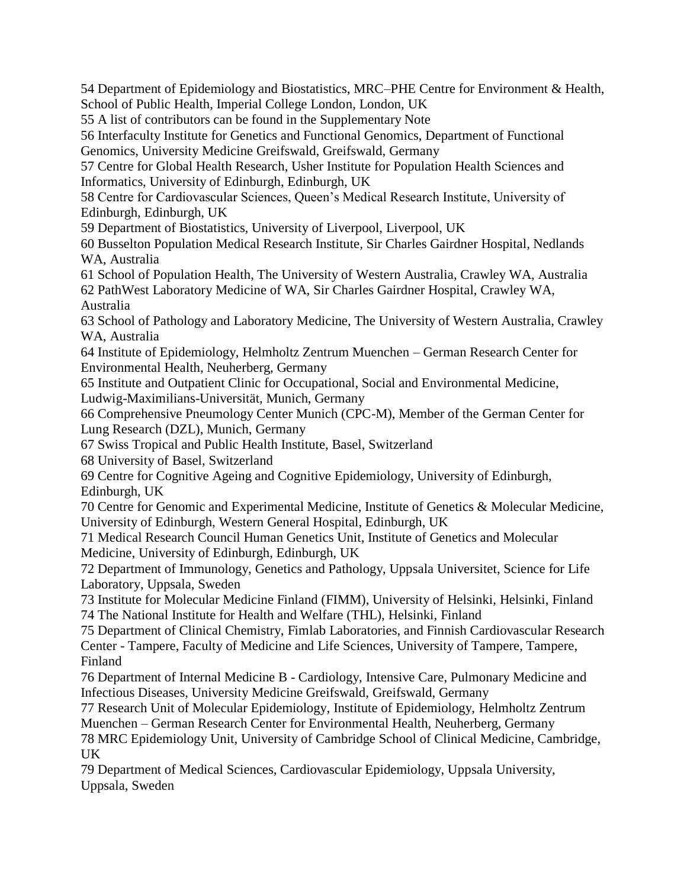54 Department of Epidemiology and Biostatistics, MRC–PHE Centre for Environment & Health, School of Public Health, Imperial College London, London, UK

55 A list of contributors can be found in the Supplementary Note

56 Interfaculty Institute for Genetics and Functional Genomics, Department of Functional Genomics, University Medicine Greifswald, Greifswald, Germany

57 Centre for Global Health Research, Usher Institute for Population Health Sciences and Informatics, University of Edinburgh, Edinburgh, UK

58 Centre for Cardiovascular Sciences, Queen's Medical Research Institute, University of Edinburgh, Edinburgh, UK

59 Department of Biostatistics, University of Liverpool, Liverpool, UK

60 Busselton Population Medical Research Institute, Sir Charles Gairdner Hospital, Nedlands WA, Australia

61 School of Population Health, The University of Western Australia, Crawley WA, Australia

62 PathWest Laboratory Medicine of WA, Sir Charles Gairdner Hospital, Crawley WA, Australia

63 School of Pathology and Laboratory Medicine, The University of Western Australia, Crawley WA, Australia

64 Institute of Epidemiology, Helmholtz Zentrum Muenchen – German Research Center for Environmental Health, Neuherberg, Germany

65 Institute and Outpatient Clinic for Occupational, Social and Environmental Medicine, Ludwig-Maximilians-Universität, Munich, Germany

66 Comprehensive Pneumology Center Munich (CPC-M), Member of the German Center for Lung Research (DZL), Munich, Germany

67 Swiss Tropical and Public Health Institute, Basel, Switzerland

68 University of Basel, Switzerland

69 Centre for Cognitive Ageing and Cognitive Epidemiology, University of Edinburgh, Edinburgh, UK

70 Centre for Genomic and Experimental Medicine, Institute of Genetics & Molecular Medicine, University of Edinburgh, Western General Hospital, Edinburgh, UK

71 Medical Research Council Human Genetics Unit, Institute of Genetics and Molecular Medicine, University of Edinburgh, Edinburgh, UK

72 Department of Immunology, Genetics and Pathology, Uppsala Universitet, Science for Life Laboratory, Uppsala, Sweden

73 Institute for Molecular Medicine Finland (FIMM), University of Helsinki, Helsinki, Finland

74 The National Institute for Health and Welfare (THL), Helsinki, Finland

75 Department of Clinical Chemistry, Fimlab Laboratories, and Finnish Cardiovascular Research Center - Tampere, Faculty of Medicine and Life Sciences, University of Tampere, Tampere, Finland

76 Department of Internal Medicine B - Cardiology, Intensive Care, Pulmonary Medicine and Infectious Diseases, University Medicine Greifswald, Greifswald, Germany

77 Research Unit of Molecular Epidemiology, Institute of Epidemiology, Helmholtz Zentrum Muenchen – German Research Center for Environmental Health, Neuherberg, Germany

78 MRC Epidemiology Unit, University of Cambridge School of Clinical Medicine, Cambridge, UK

79 Department of Medical Sciences, Cardiovascular Epidemiology, Uppsala University, Uppsala, Sweden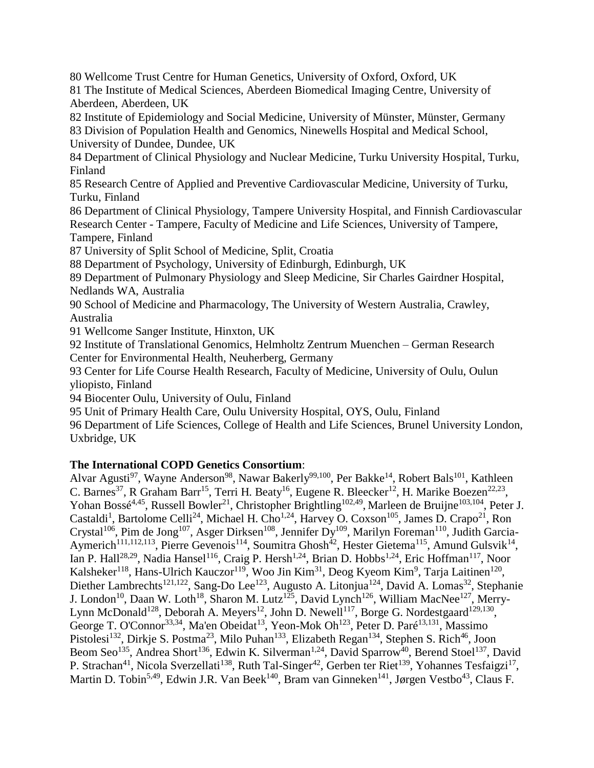80 Wellcome Trust Centre for Human Genetics, University of Oxford, Oxford, UK

81 The Institute of Medical Sciences, Aberdeen Biomedical Imaging Centre, University of Aberdeen, Aberdeen, UK

82 Institute of Epidemiology and Social Medicine, University of Münster, Münster, Germany

83 Division of Population Health and Genomics, Ninewells Hospital and Medical School, University of Dundee, Dundee, UK

84 Department of Clinical Physiology and Nuclear Medicine, Turku University Hospital, Turku, Finland

85 Research Centre of Applied and Preventive Cardiovascular Medicine, University of Turku, Turku, Finland

86 Department of Clinical Physiology, Tampere University Hospital, and Finnish Cardiovascular Research Center - Tampere, Faculty of Medicine and Life Sciences, University of Tampere, Tampere, Finland

87 University of Split School of Medicine, Split, Croatia

88 Department of Psychology, University of Edinburgh, Edinburgh, UK

89 Department of Pulmonary Physiology and Sleep Medicine, Sir Charles Gairdner Hospital, Nedlands WA, Australia

90 School of Medicine and Pharmacology, The University of Western Australia, Crawley, Australia

91 Wellcome Sanger Institute, Hinxton, UK

92 Institute of Translational Genomics, Helmholtz Zentrum Muenchen – German Research Center for Environmental Health, Neuherberg, Germany

93 Center for Life Course Health Research, Faculty of Medicine, University of Oulu, Oulun yliopisto, Finland

94 Biocenter Oulu, University of Oulu, Finland

95 Unit of Primary Health Care, Oulu University Hospital, OYS, Oulu, Finland

96 Department of Life Sciences, College of Health and Life Sciences, Brunel University London, Uxbridge, UK

**The International COPD Genetics Consortium**:
Alvar Agusti[97], Wayne Anderson[98], Nawar Bakerly[99,100], Per Bakke[14], Robert Bals[101], Kathleen C. Barnes[37], R Graham Barr[15], Terri H. Beaty[16], Eugene R. Bleecker[12], H. Marike Boezen[22,23], Yohan Bossé[4,45], Russell Bowler[21], Christopher Brightling[102,49], Marleen de Bruijne[103,104], Peter J. Castaldi[1], Bartolome Celli[24], Michael H. Cho[1,24], Harvey O. Coxson[105], James D. Crapo[21], Ron Crystal[106], Pim de Jong[107], Asger Dirksen[108], Jennifer Dy[109], Marilyn Foreman[110], Judith Garcia-Aymerich[111,112,113], Pierre Gevenois[114], Soumitra Ghosh[42], Hester Gietema[115], Amund Gulsvik[14], Ian P. Hall[28,29], Nadia Hansel[116], Craig P. Hersh[1,24], Brian D. Hobbs[1,24], Eric Hoffman[117], Noor Kalsheker[118], Hans-Ulrich Kauczor[119], Woo Jin Kim[31], Deog Kyeom Kim[9], Tarja Laitinen[120], Diether Lambrechts[121,122], Sang-Do Lee[123], Augusto A. Litonjua[124], David A. Lomas[32], Stephanie J. London[10], Daan W. Loth[18], Sharon M. Lutz[125], David Lynch[126], William MacNee[127], Merry-Lynn McDonald[128], Deborah A. Meyers[12], John D. Newell[117], Borge G. Nordestgaard[129,130], George T. O'Connor[33,34], Ma'en Obeidat[13], Yeon-Mok Oh[123], Peter D. Paré[13,131], Massimo Pistolesi[132], Dirkje S. Postma[23], Milo Puhan[133], Elizabeth Regan[134], Stephen S. Rich[46], Joon Beom Seo[135], Andrea Short[136], Edwin K. Silverman[1,24], David Sparrow[40], Berend Stoel[137], David P. Strachan[41], Nicola Sverzellati[138], Ruth Tal-Singer[42], Gerben ter Riet[139], Yohannes Tesfaigzi[17], Martin D. Tobin[5,49], Edwin J.R. Van Beek[140], Bram van Ginneken[141], Jørgen Vestbo[43], Claus F.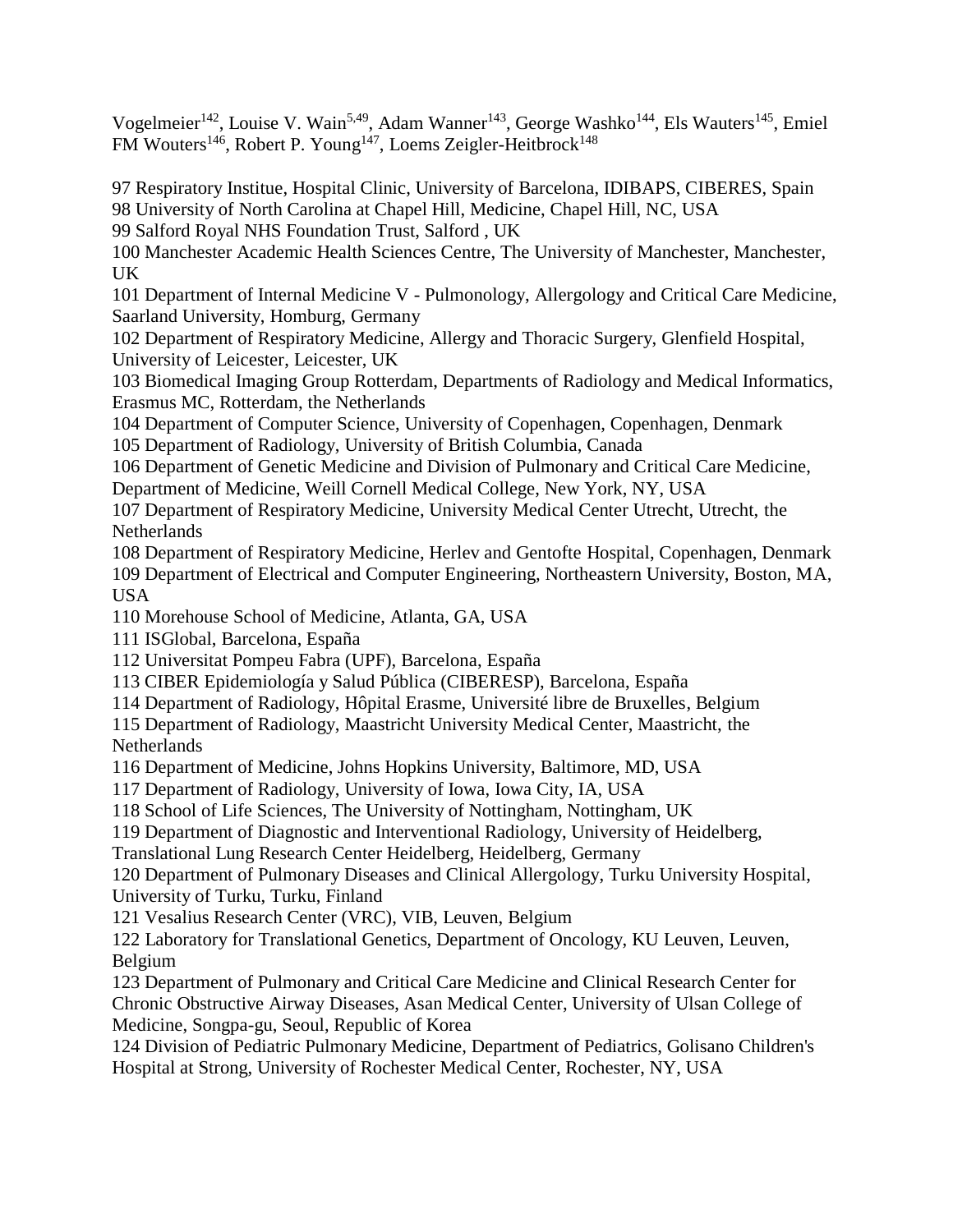Vogelmeier[142], Louise V. Wain[5,49], Adam Wanner[143], George Washko[144], Els Wauters[145], Emiel FM Wouters[146], Robert P. Young[147], Loems Zeigler-Heitbrock[148]

97 Respiratory Institue, Hospital Clinic, University of Barcelona, IDIBAPS, CIBERES, Spain
98 University of North Carolina at Chapel Hill, Medicine, Chapel Hill, NC, USA
99 Salford Royal NHS Foundation Trust, Salford , UK
100 Manchester Academic Health Sciences Centre, The University of Manchester, Manchester, UK
101 Department of Internal Medicine V - Pulmonology, Allergology and Critical Care Medicine, Saarland University, Homburg, Germany
102 Department of Respiratory Medicine, Allergy and Thoracic Surgery, Glenfield Hospital, University of Leicester, Leicester, UK
103 Biomedical Imaging Group Rotterdam, Departments of Radiology and Medical Informatics, Erasmus MC, Rotterdam, the Netherlands
104 Department of Computer Science, University of Copenhagen, Copenhagen, Denmark
105 Department of Radiology, University of British Columbia, Canada
106 Department of Genetic Medicine and Division of Pulmonary and Critical Care Medicine, Department of Medicine, Weill Cornell Medical College, New York, NY, USA
107 Department of Respiratory Medicine, University Medical Center Utrecht, Utrecht, the Netherlands
108 Department of Respiratory Medicine, Herlev and Gentofte Hospital, Copenhagen, Denmark
109 Department of Electrical and Computer Engineering, Northeastern University, Boston, MA, USA
110 Morehouse School of Medicine, Atlanta, GA, USA
111 ISGlobal, Barcelona, España
112 Universitat Pompeu Fabra (UPF), Barcelona, España
113 CIBER Epidemiología y Salud Pública (CIBERESP), Barcelona, España
114 Department of Radiology, Hôpital Erasme, Université libre de Bruxelles, Belgium
115 Department of Radiology, Maastricht University Medical Center, Maastricht, the Netherlands
116 Department of Medicine, Johns Hopkins University, Baltimore, MD, USA
117 Department of Radiology, University of Iowa, Iowa City, IA, USA
118 School of Life Sciences, The University of Nottingham, Nottingham, UK
119 Department of Diagnostic and Interventional Radiology, University of Heidelberg, Translational Lung Research Center Heidelberg, Heidelberg, Germany
120 Department of Pulmonary Diseases and Clinical Allergology, Turku University Hospital, University of Turku, Turku, Finland
121 Vesalius Research Center (VRC), VIB, Leuven, Belgium
122 Laboratory for Translational Genetics, Department of Oncology, KU Leuven, Leuven, Belgium
123 Department of Pulmonary and Critical Care Medicine and Clinical Research Center for Chronic Obstructive Airway Diseases, Asan Medical Center, University of Ulsan College of Medicine, Songpa-gu, Seoul, Republic of Korea
124 Division of Pediatric Pulmonary Medicine, Department of Pediatrics, Golisano Children's Hospital at Strong, University of Rochester Medical Center, Rochester, NY, USA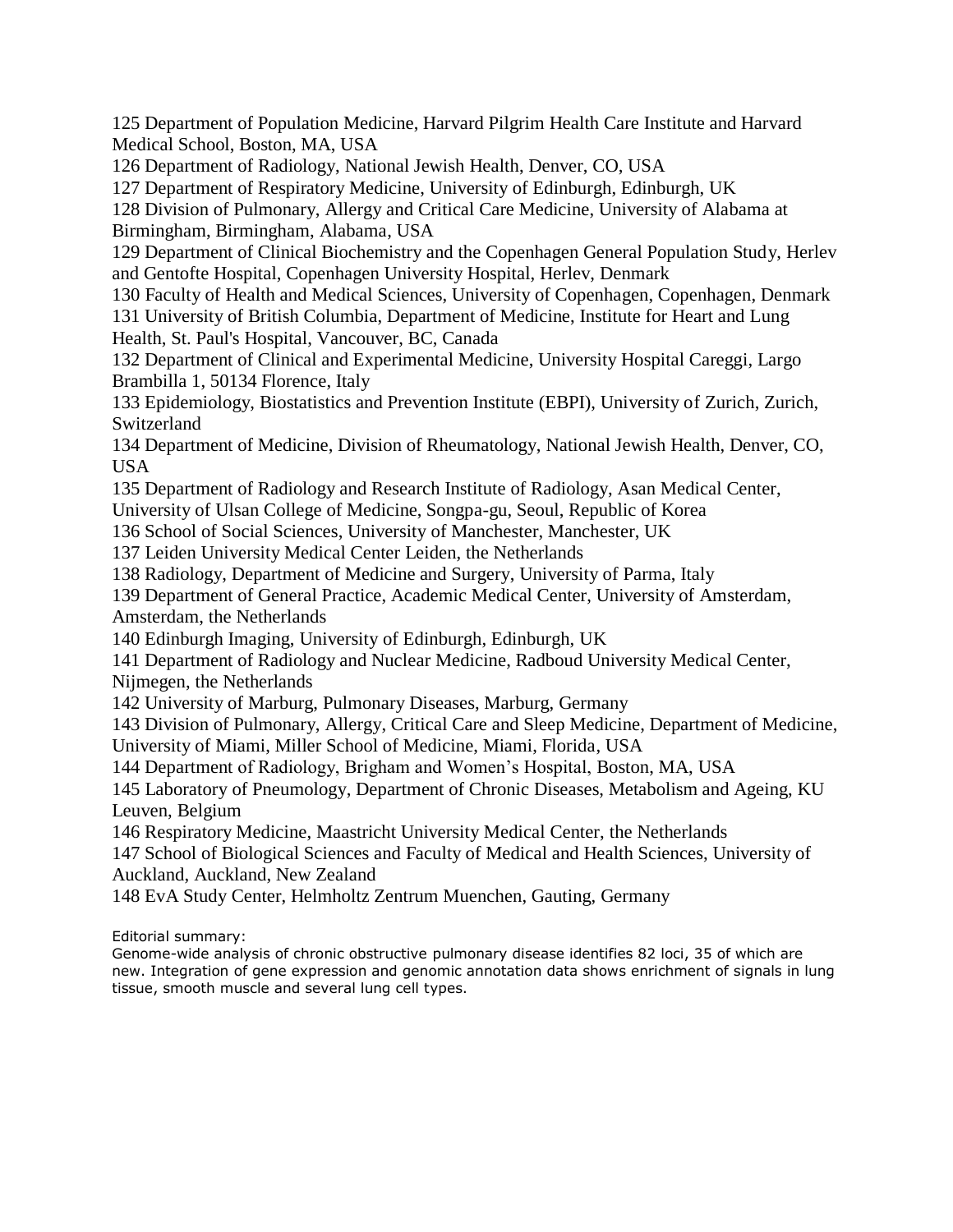125 Department of Population Medicine, Harvard Pilgrim Health Care Institute and Harvard Medical School, Boston, MA, USA
126 Department of Radiology, National Jewish Health, Denver, CO, USA
127 Department of Respiratory Medicine, University of Edinburgh, Edinburgh, UK
128 Division of Pulmonary, Allergy and Critical Care Medicine, University of Alabama at Birmingham, Birmingham, Alabama, USA
129 Department of Clinical Biochemistry and the Copenhagen General Population Study, Herlev and Gentofte Hospital, Copenhagen University Hospital, Herlev, Denmark
130 Faculty of Health and Medical Sciences, University of Copenhagen, Copenhagen, Denmark
131 University of British Columbia, Department of Medicine, Institute for Heart and Lung Health, St. Paul's Hospital, Vancouver, BC, Canada
132 Department of Clinical and Experimental Medicine, University Hospital Careggi, Largo Brambilla 1, 50134 Florence, Italy
133 Epidemiology, Biostatistics and Prevention Institute (EBPI), University of Zurich, Zurich, Switzerland
134 Department of Medicine, Division of Rheumatology, National Jewish Health, Denver, CO, USA
135 Department of Radiology and Research Institute of Radiology, Asan Medical Center, University of Ulsan College of Medicine, Songpa-gu, Seoul, Republic of Korea
136 School of Social Sciences, University of Manchester, Manchester, UK
137 Leiden University Medical Center Leiden, the Netherlands
138 Radiology, Department of Medicine and Surgery, University of Parma, Italy
139 Department of General Practice, Academic Medical Center, University of Amsterdam, Amsterdam, the Netherlands
140 Edinburgh Imaging, University of Edinburgh, Edinburgh, UK
141 Department of Radiology and Nuclear Medicine, Radboud University Medical Center, Nijmegen, the Netherlands
142 University of Marburg, Pulmonary Diseases, Marburg, Germany
143 Division of Pulmonary, Allergy, Critical Care and Sleep Medicine, Department of Medicine, University of Miami, Miller School of Medicine, Miami, Florida, USA
144 Department of Radiology, Brigham and Women's Hospital, Boston, MA, USA
145 Laboratory of Pneumology, Department of Chronic Diseases, Metabolism and Ageing, KU Leuven, Belgium
146 Respiratory Medicine, Maastricht University Medical Center, the Netherlands
147 School of Biological Sciences and Faculty of Medical and Health Sciences, University of Auckland, Auckland, New Zealand
148 EvA Study Center, Helmholtz Zentrum Muenchen, Gauting, Germany

Editorial summary:
Genome-wide analysis of chronic obstructive pulmonary disease identifies 82 loci, 35 of which are new. Integration of gene expression and genomic annotation data shows enrichment of signals in lung tissue, smooth muscle and several lung cell types.